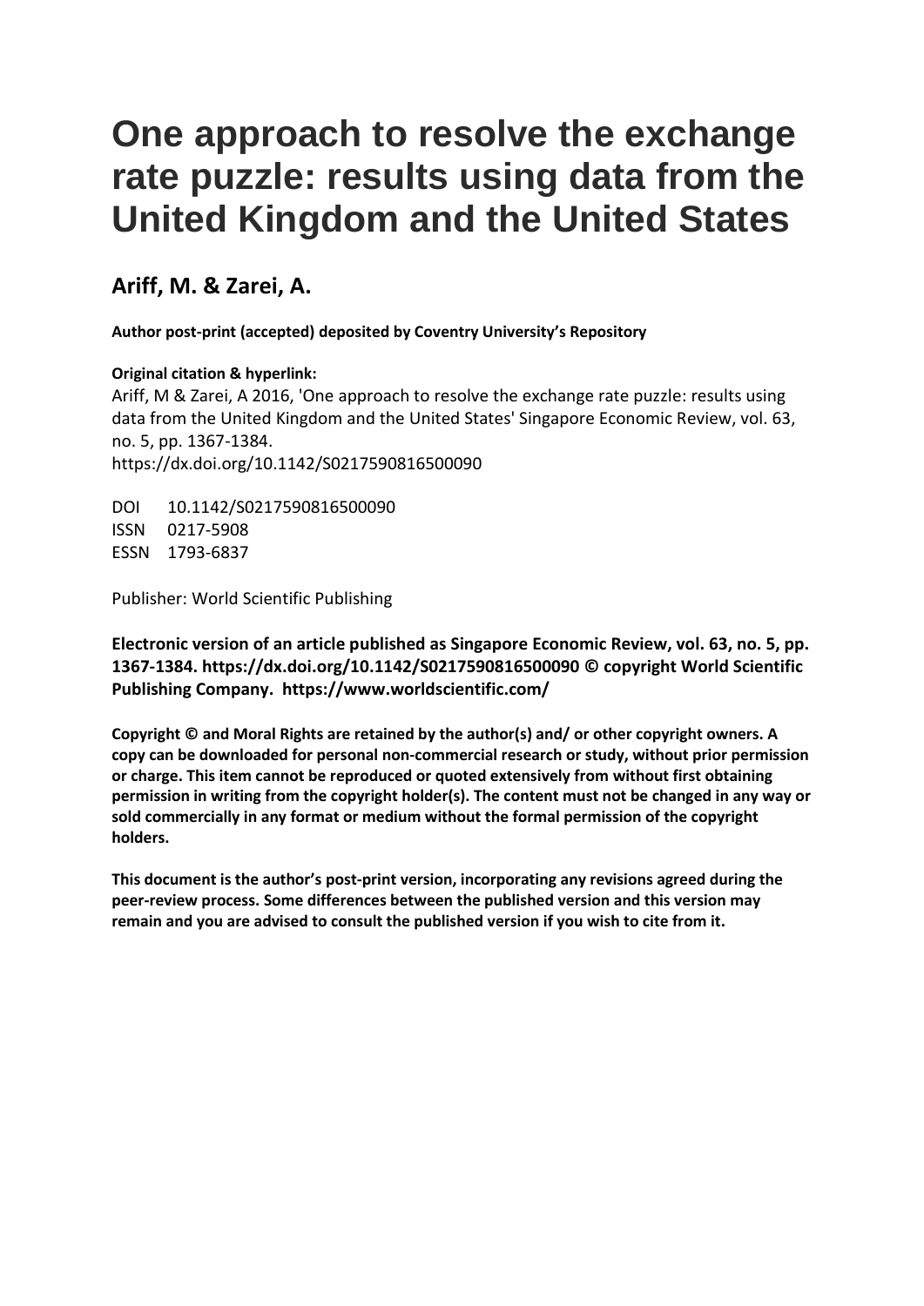# One approach to resolve the exchange rate puzzle: results using data from the United Kingdom and the United States

## Ariff, M. & Zarei, A.

**Author post-print (accepted) deposited by Coventry University's Repository**

**Original citation & hyperlink:**

Ariff, M & Zarei, A 2016, 'One approach to resolve the exchange rate puzzle: results using data from the United Kingdom and the United States' Singapore Economic Review, vol. 63, no. 5, pp. 1367-1384.
https://dx.doi.org/10.1142/S0217590816500090

DOI 10.1142/S0217590816500090
ISSN 0217-5908
ESSN 1793-6837

Publisher: World Scientific Publishing

**Electronic version of an article published as Singapore Economic Review, vol. 63, no. 5, pp. 1367-1384. https://dx.doi.org/10.1142/S0217590816500090 © copyright World Scientific Publishing Company. https://www.worldscientific.com/**

**Copyright © and Moral Rights are retained by the author(s) and/ or other copyright owners. A copy can be downloaded for personal non-commercial research or study, without prior permission or charge. This item cannot be reproduced or quoted extensively from without first obtaining permission in writing from the copyright holder(s). The content must not be changed in any way or sold commercially in any format or medium without the formal permission of the copyright holders.**

**This document is the author's post-print version, incorporating any revisions agreed during the peer-review process. Some differences between the published version and this version may remain and you are advised to consult the published version if you wish to cite from it.**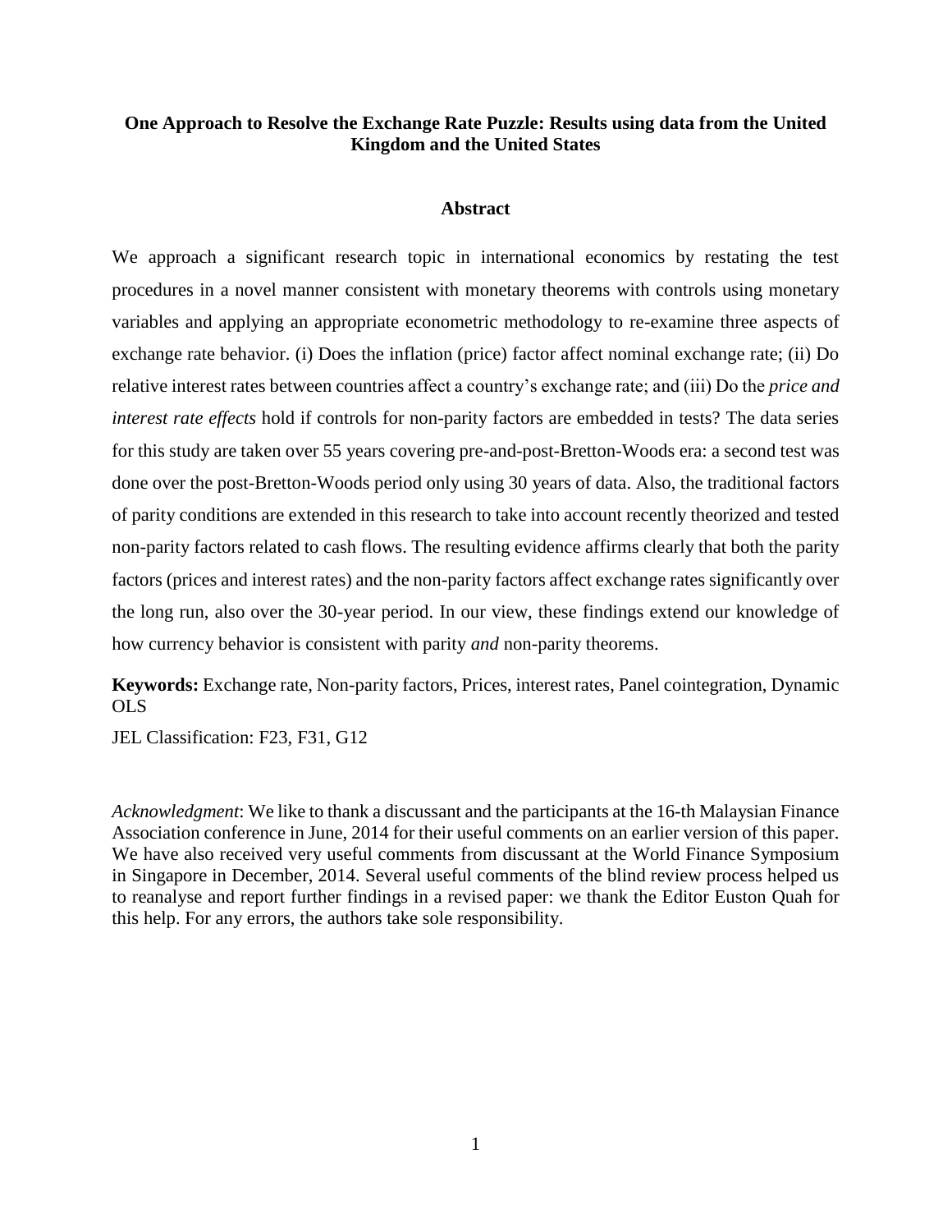**One Approach to Resolve the Exchange Rate Puzzle: Results using data from the United Kingdom and the United States**

**Abstract**

We approach a significant research topic in international economics by restating the test procedures in a novel manner consistent with monetary theorems with controls using monetary variables and applying an appropriate econometric methodology to re-examine three aspects of exchange rate behavior. (i) Does the inflation (price) factor affect nominal exchange rate; (ii) Do relative interest rates between countries affect a country's exchange rate; and (iii) Do the *price and interest rate effects* hold if controls for non-parity factors are embedded in tests? The data series for this study are taken over 55 years covering pre-and-post-Bretton-Woods era: a second test was done over the post-Bretton-Woods period only using 30 years of data. Also, the traditional factors of parity conditions are extended in this research to take into account recently theorized and tested non-parity factors related to cash flows. The resulting evidence affirms clearly that both the parity factors (prices and interest rates) and the non-parity factors affect exchange rates significantly over the long run, also over the 30-year period. In our view, these findings extend our knowledge of how currency behavior is consistent with parity *and* non-parity theorems.

**Keywords:** Exchange rate, Non-parity factors, Prices, interest rates, Panel cointegration, Dynamic OLS

JEL Classification: F23, F31, G12

*Acknowledgment*: We like to thank a discussant and the participants at the 16-th Malaysian Finance Association conference in June, 2014 for their useful comments on an earlier version of this paper. We have also received very useful comments from discussant at the World Finance Symposium in Singapore in December, 2014. Several useful comments of the blind review process helped us to reanalyse and report further findings in a revised paper: we thank the Editor Euston Quah for this help. For any errors, the authors take sole responsibility.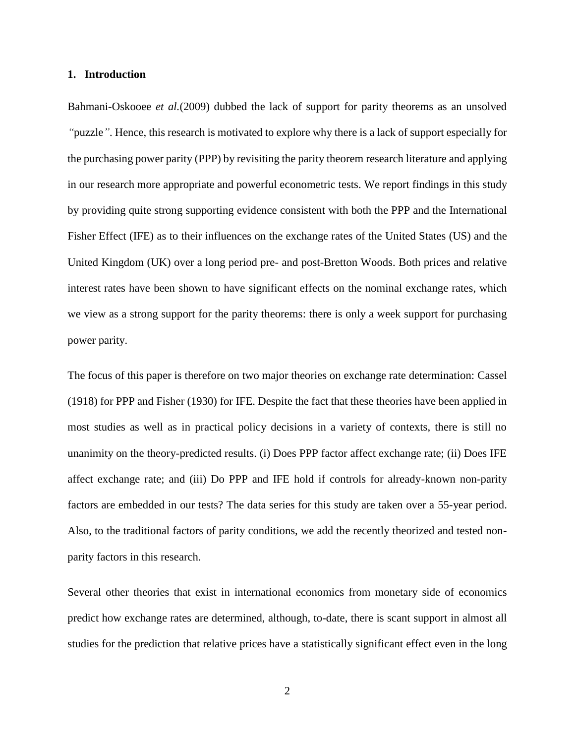## 1. Introduction

Bahmani-Oskooee *et al.*(2009) dubbed the lack of support for parity theorems as an unsolved *"*puzzle*"*. Hence, this research is motivated to explore why there is a lack of support especially for the purchasing power parity (PPP) by revisiting the parity theorem research literature and applying in our research more appropriate and powerful econometric tests. We report findings in this study by providing quite strong supporting evidence consistent with both the PPP and the International Fisher Effect (IFE) as to their influences on the exchange rates of the United States (US) and the United Kingdom (UK) over a long period pre- and post-Bretton Woods. Both prices and relative interest rates have been shown to have significant effects on the nominal exchange rates, which we view as a strong support for the parity theorems: there is only a week support for purchasing power parity.

The focus of this paper is therefore on two major theories on exchange rate determination: Cassel (1918) for PPP and Fisher (1930) for IFE. Despite the fact that these theories have been applied in most studies as well as in practical policy decisions in a variety of contexts, there is still no unanimity on the theory-predicted results. (i) Does PPP factor affect exchange rate; (ii) Does IFE affect exchange rate; and (iii) Do PPP and IFE hold if controls for already-known non-parity factors are embedded in our tests? The data series for this study are taken over a 55-year period. Also, to the traditional factors of parity conditions, we add the recently theorized and tested non-parity factors in this research.

Several other theories that exist in international economics from monetary side of economics predict how exchange rates are determined, although, to-date, there is scant support in almost all studies for the prediction that relative prices have a statistically significant effect even in the long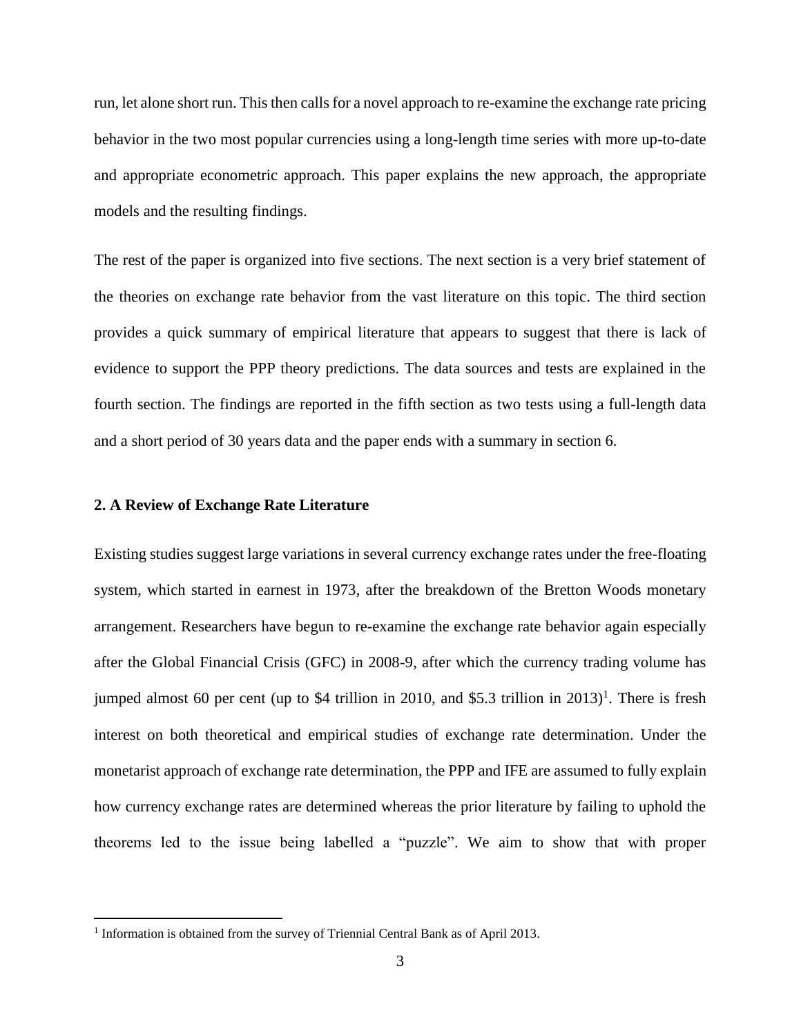run, let alone short run. This then calls for a novel approach to re-examine the exchange rate pricing behavior in the two most popular currencies using a long-length time series with more up-to-date and appropriate econometric approach. This paper explains the new approach, the appropriate models and the resulting findings.

The rest of the paper is organized into five sections. The next section is a very brief statement of the theories on exchange rate behavior from the vast literature on this topic. The third section provides a quick summary of empirical literature that appears to suggest that there is lack of evidence to support the PPP theory predictions. The data sources and tests are explained in the fourth section. The findings are reported in the fifth section as two tests using a full-length data and a short period of 30 years data and the paper ends with a summary in section 6.

## 2. A Review of Exchange Rate Literature

Existing studies suggest large variations in several currency exchange rates under the free-floating system, which started in earnest in 1973, after the breakdown of the Bretton Woods monetary arrangement. Researchers have begun to re-examine the exchange rate behavior again especially after the Global Financial Crisis (GFC) in 2008-9, after which the currency trading volume has jumped almost 60 per cent (up to $4 trillion in 2010, and $5.3 trillion in 2013)[1]. There is fresh interest on both theoretical and empirical studies of exchange rate determination. Under the monetarist approach of exchange rate determination, the PPP and IFE are assumed to fully explain how currency exchange rates are determined whereas the prior literature by failing to uphold the theorems led to the issue being labelled a "puzzle". We aim to show that with proper

[1] Information is obtained from the survey of Triennial Central Bank as of April 2013.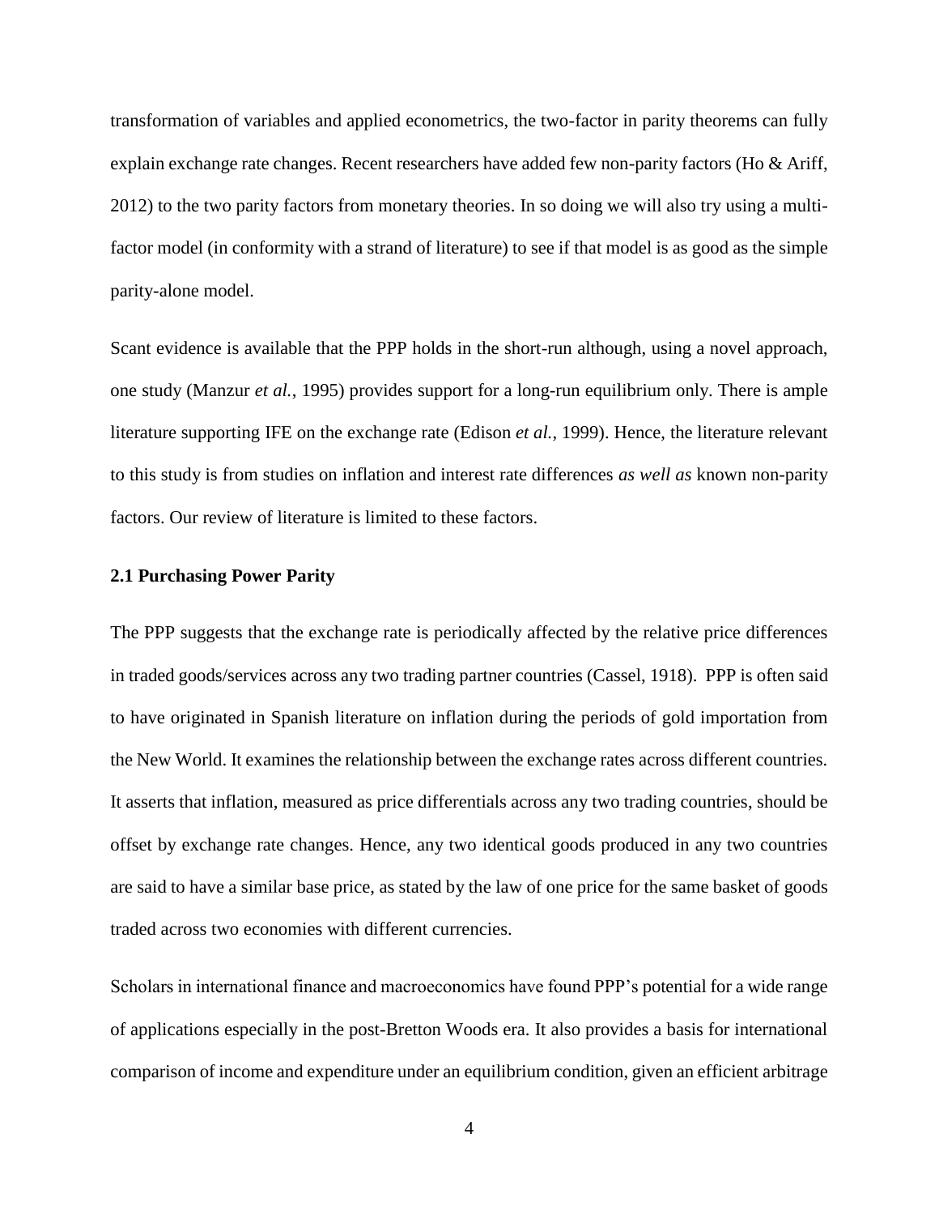transformation of variables and applied econometrics, the two-factor in parity theorems can fully explain exchange rate changes. Recent researchers have added few non-parity factors (Ho & Ariff, 2012) to the two parity factors from monetary theories. In so doing we will also try using a multi-factor model (in conformity with a strand of literature) to see if that model is as good as the simple parity-alone model.

Scant evidence is available that the PPP holds in the short-run although, using a novel approach, one study (Manzur *et al.*, 1995) provides support for a long-run equilibrium only. There is ample literature supporting IFE on the exchange rate (Edison *et al.*, 1999). Hence, the literature relevant to this study is from studies on inflation and interest rate differences *as well as* known non-parity factors. Our review of literature is limited to these factors.

### 2.1 Purchasing Power Parity

The PPP suggests that the exchange rate is periodically affected by the relative price differences in traded goods/services across any two trading partner countries (Cassel, 1918). PPP is often said to have originated in Spanish literature on inflation during the periods of gold importation from the New World. It examines the relationship between the exchange rates across different countries. It asserts that inflation, measured as price differentials across any two trading countries, should be offset by exchange rate changes. Hence, any two identical goods produced in any two countries are said to have a similar base price, as stated by the law of one price for the same basket of goods traded across two economies with different currencies.

Scholars in international finance and macroeconomics have found PPP's potential for a wide range of applications especially in the post-Bretton Woods era. It also provides a basis for international comparison of income and expenditure under an equilibrium condition, given an efficient arbitrage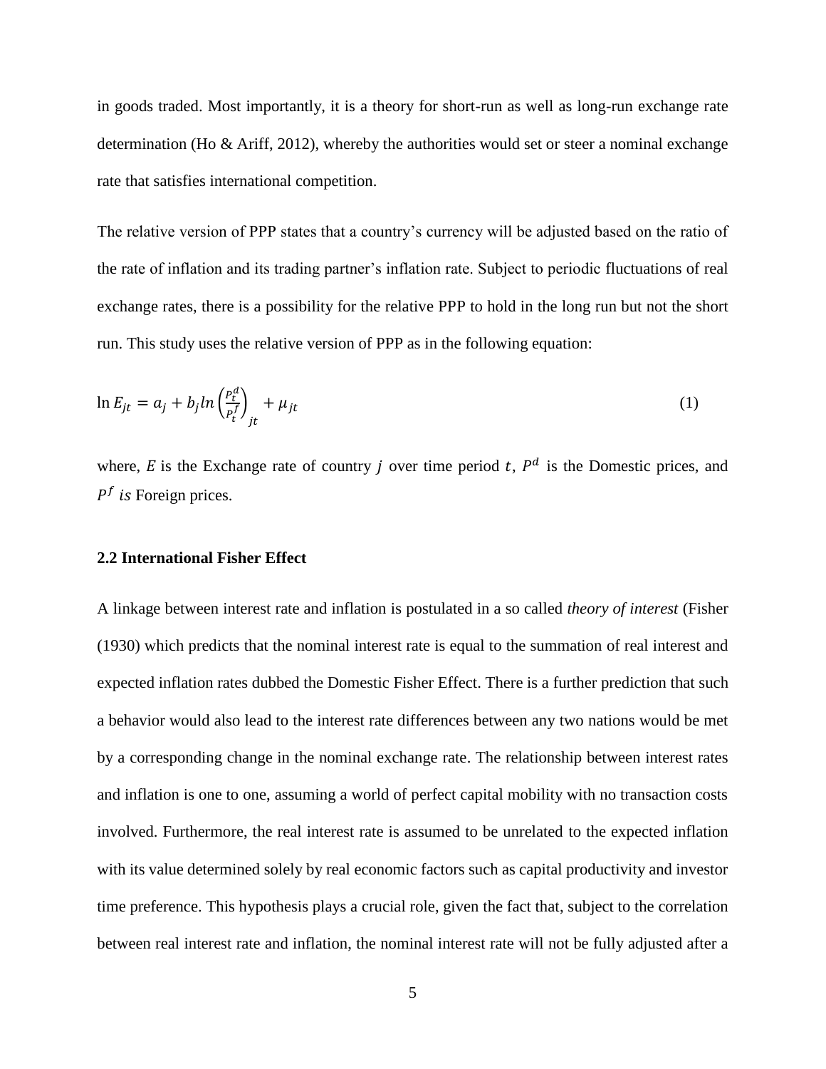in goods traded. Most importantly, it is a theory for short-run as well as long-run exchange rate determination (Ho & Ariff, 2012), whereby the authorities would set or steer a nominal exchange rate that satisfies international competition.

The relative version of PPP states that a country's currency will be adjusted based on the ratio of the rate of inflation and its trading partner's inflation rate. Subject to periodic fluctuations of real exchange rates, there is a possibility for the relative PPP to hold in the long run but not the short run. This study uses the relative version of PPP as in the following equation:

$$\ln E_{jt} = a_j + b_j ln\left(\frac{P_t^d}{P_t^f}\right)_{jt} + \mu_{jt} \tag{1}$$

where, $E$ is the Exchange rate of country $j$ over time period $t$, $P^d$ is the Domestic prices, and $P^f$ *is* Foreign prices.

### 2.2 International Fisher Effect

A linkage between interest rate and inflation is postulated in a so called *theory of interest* (Fisher (1930) which predicts that the nominal interest rate is equal to the summation of real interest and expected inflation rates dubbed the Domestic Fisher Effect. There is a further prediction that such a behavior would also lead to the interest rate differences between any two nations would be met by a corresponding change in the nominal exchange rate. The relationship between interest rates and inflation is one to one, assuming a world of perfect capital mobility with no transaction costs involved. Furthermore, the real interest rate is assumed to be unrelated to the expected inflation with its value determined solely by real economic factors such as capital productivity and investor time preference. This hypothesis plays a crucial role, given the fact that, subject to the correlation between real interest rate and inflation, the nominal interest rate will not be fully adjusted after a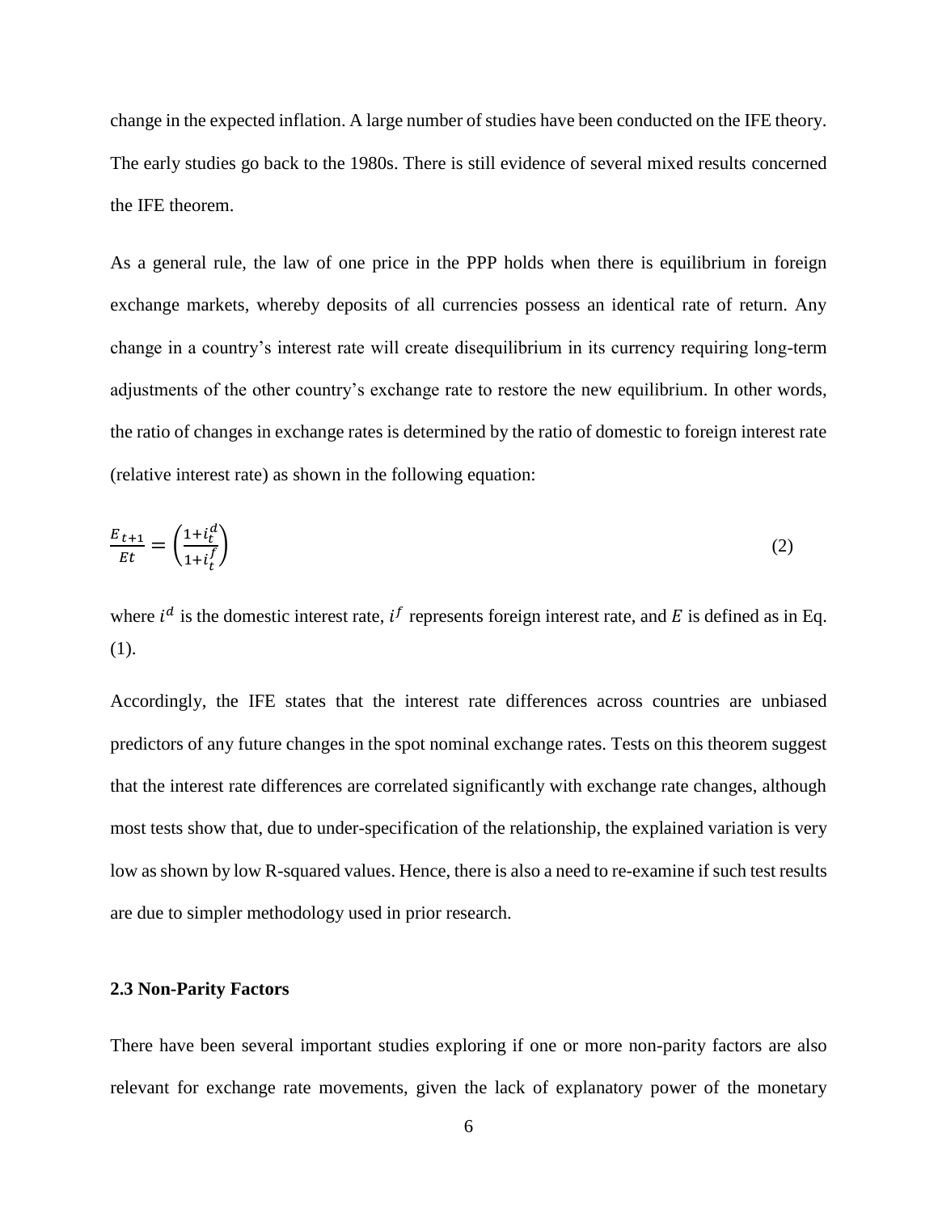change in the expected inflation. A large number of studies have been conducted on the IFE theory. The early studies go back to the 1980s. There is still evidence of several mixed results concerned the IFE theorem.

As a general rule, the law of one price in the PPP holds when there is equilibrium in foreign exchange markets, whereby deposits of all currencies possess an identical rate of return. Any change in a country's interest rate will create disequilibrium in its currency requiring long-term adjustments of the other country's exchange rate to restore the new equilibrium. In other words, the ratio of changes in exchange rates is determined by the ratio of domestic to foreign interest rate (relative interest rate) as shown in the following equation:

$$\frac{E_{t+1}}{Et} = \left(\frac{1+i_t^d}{1+i_t^f}\right) \tag{2}$$

where $i^d$ is the domestic interest rate, $i^f$ represents foreign interest rate, and $E$ is defined as in Eq. (1).

Accordingly, the IFE states that the interest rate differences across countries are unbiased predictors of any future changes in the spot nominal exchange rates. Tests on this theorem suggest that the interest rate differences are correlated significantly with exchange rate changes, although most tests show that, due to under-specification of the relationship, the explained variation is very low as shown by low R-squared values. Hence, there is also a need to re-examine if such test results are due to simpler methodology used in prior research.

### 2.3 Non-Parity Factors

There have been several important studies exploring if one or more non-parity factors are also relevant for exchange rate movements, given the lack of explanatory power of the monetary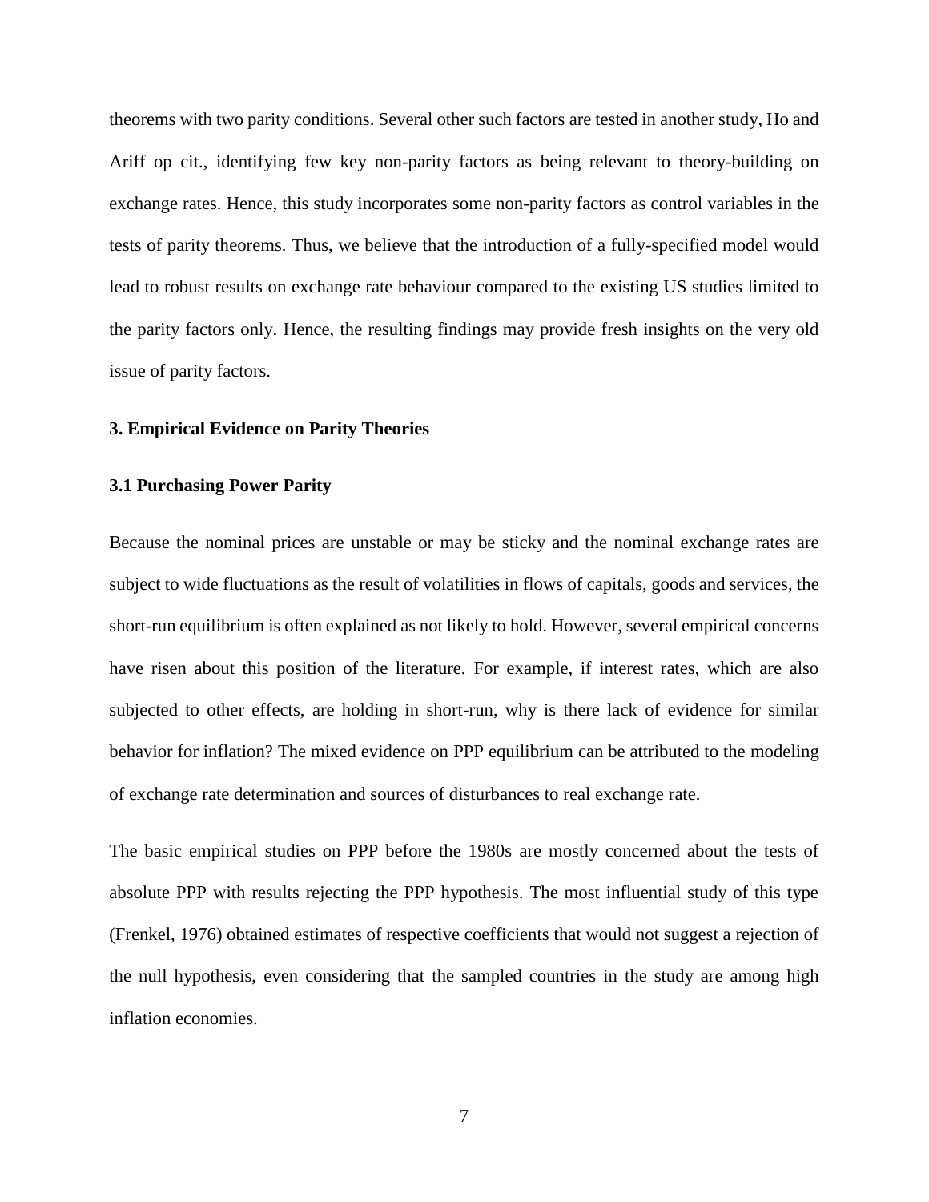theorems with two parity conditions. Several other such factors are tested in another study, Ho and Ariff op cit., identifying few key non-parity factors as being relevant to theory-building on exchange rates. Hence, this study incorporates some non-parity factors as control variables in the tests of parity theorems. Thus, we believe that the introduction of a fully-specified model would lead to robust results on exchange rate behaviour compared to the existing US studies limited to the parity factors only. Hence, the resulting findings may provide fresh insights on the very old issue of parity factors.

## 3. Empirical Evidence on Parity Theories

### 3.1 Purchasing Power Parity

Because the nominal prices are unstable or may be sticky and the nominal exchange rates are subject to wide fluctuations as the result of volatilities in flows of capitals, goods and services, the short-run equilibrium is often explained as not likely to hold. However, several empirical concerns have risen about this position of the literature. For example, if interest rates, which are also subjected to other effects, are holding in short-run, why is there lack of evidence for similar behavior for inflation? The mixed evidence on PPP equilibrium can be attributed to the modeling of exchange rate determination and sources of disturbances to real exchange rate.

The basic empirical studies on PPP before the 1980s are mostly concerned about the tests of absolute PPP with results rejecting the PPP hypothesis. The most influential study of this type (Frenkel, 1976) obtained estimates of respective coefficients that would not suggest a rejection of the null hypothesis, even considering that the sampled countries in the study are among high inflation economies.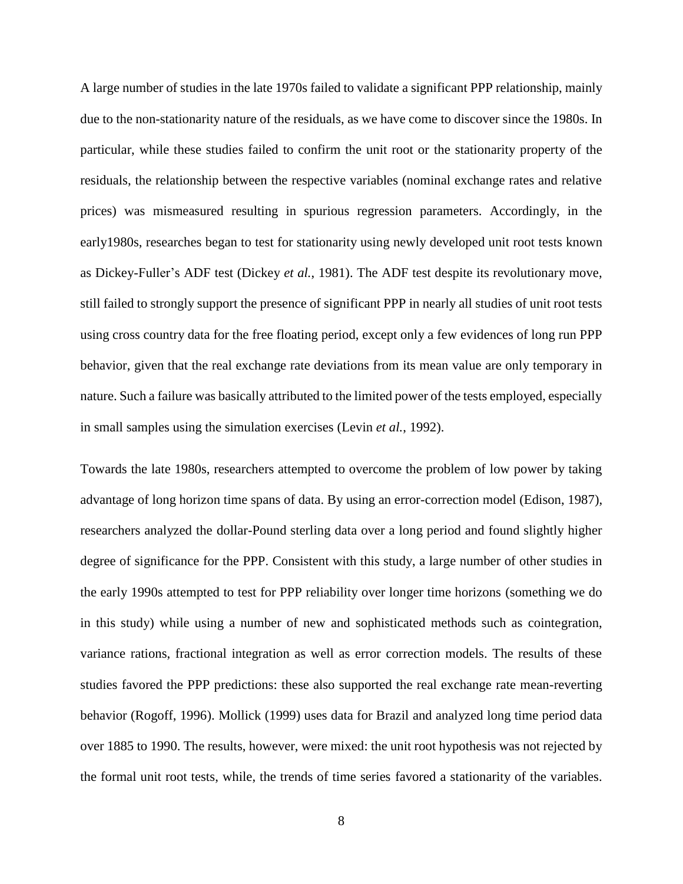A large number of studies in the late 1970s failed to validate a significant PPP relationship, mainly due to the non-stationarity nature of the residuals, as we have come to discover since the 1980s. In particular, while these studies failed to confirm the unit root or the stationarity property of the residuals, the relationship between the respective variables (nominal exchange rates and relative prices) was mismeasured resulting in spurious regression parameters. Accordingly, in the early1980s, researches began to test for stationarity using newly developed unit root tests known as Dickey-Fuller's ADF test (Dickey *et al.*, 1981). The ADF test despite its revolutionary move, still failed to strongly support the presence of significant PPP in nearly all studies of unit root tests using cross country data for the free floating period, except only a few evidences of long run PPP behavior, given that the real exchange rate deviations from its mean value are only temporary in nature. Such a failure was basically attributed to the limited power of the tests employed, especially in small samples using the simulation exercises (Levin *et al.*, 1992).

Towards the late 1980s, researchers attempted to overcome the problem of low power by taking advantage of long horizon time spans of data. By using an error-correction model (Edison, 1987), researchers analyzed the dollar-Pound sterling data over a long period and found slightly higher degree of significance for the PPP. Consistent with this study, a large number of other studies in the early 1990s attempted to test for PPP reliability over longer time horizons (something we do in this study) while using a number of new and sophisticated methods such as cointegration, variance rations, fractional integration as well as error correction models. The results of these studies favored the PPP predictions: these also supported the real exchange rate mean-reverting behavior (Rogoff, 1996). Mollick (1999) uses data for Brazil and analyzed long time period data over 1885 to 1990. The results, however, were mixed: the unit root hypothesis was not rejected by the formal unit root tests, while, the trends of time series favored a stationarity of the variables.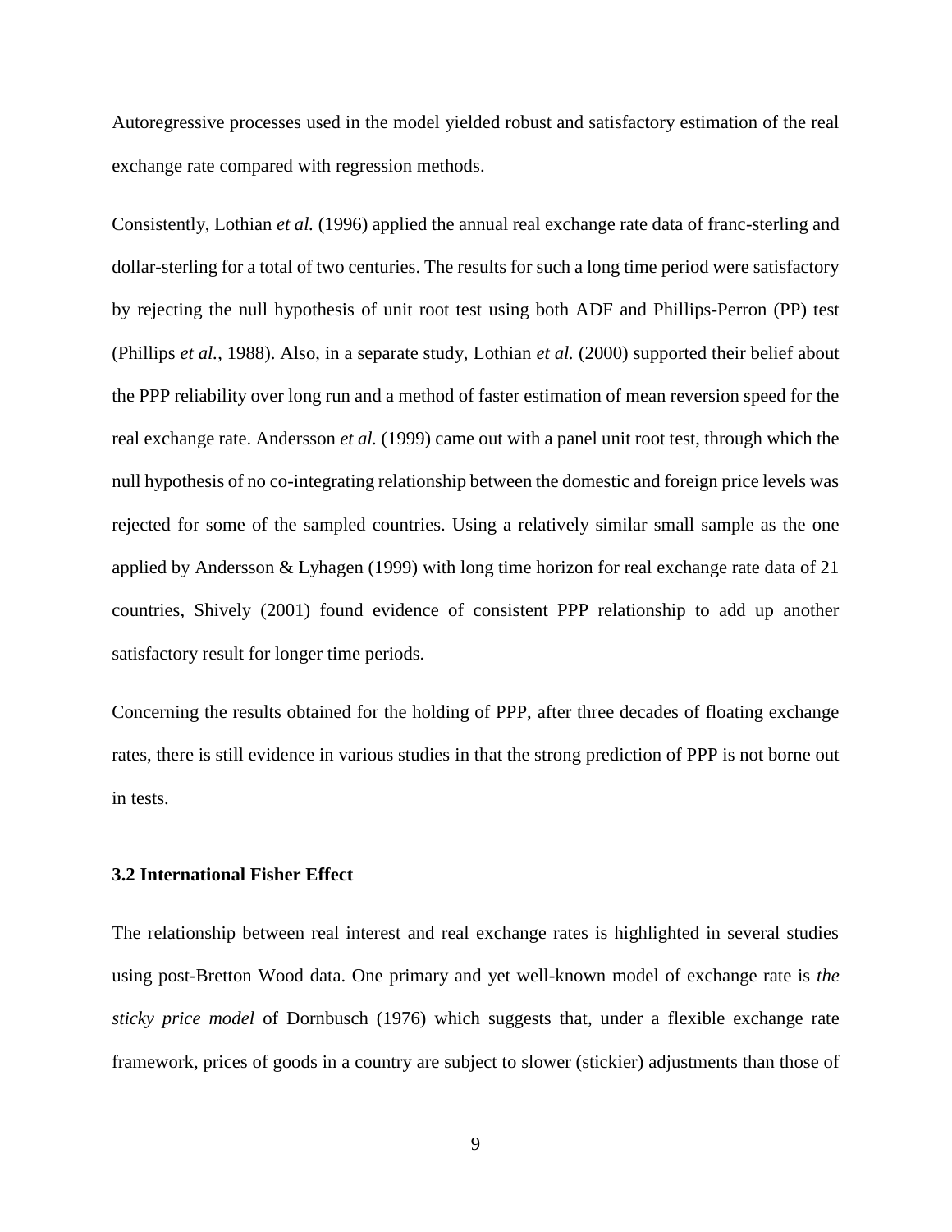Autoregressive processes used in the model yielded robust and satisfactory estimation of the real exchange rate compared with regression methods.

Consistently, Lothian *et al.* (1996) applied the annual real exchange rate data of franc-sterling and dollar-sterling for a total of two centuries. The results for such a long time period were satisfactory by rejecting the null hypothesis of unit root test using both ADF and Phillips-Perron (PP) test (Phillips *et al.*, 1988). Also, in a separate study, Lothian *et al.* (2000) supported their belief about the PPP reliability over long run and a method of faster estimation of mean reversion speed for the real exchange rate. Andersson *et al.* (1999) came out with a panel unit root test, through which the null hypothesis of no co-integrating relationship between the domestic and foreign price levels was rejected for some of the sampled countries. Using a relatively similar small sample as the one applied by Andersson & Lyhagen (1999) with long time horizon for real exchange rate data of 21 countries, Shively (2001) found evidence of consistent PPP relationship to add up another satisfactory result for longer time periods.

Concerning the results obtained for the holding of PPP, after three decades of floating exchange rates, there is still evidence in various studies in that the strong prediction of PPP is not borne out in tests.

### 3.2 International Fisher Effect

The relationship between real interest and real exchange rates is highlighted in several studies using post-Bretton Wood data. One primary and yet well-known model of exchange rate is *the sticky price model* of Dornbusch (1976) which suggests that, under a flexible exchange rate framework, prices of goods in a country are subject to slower (stickier) adjustments than those of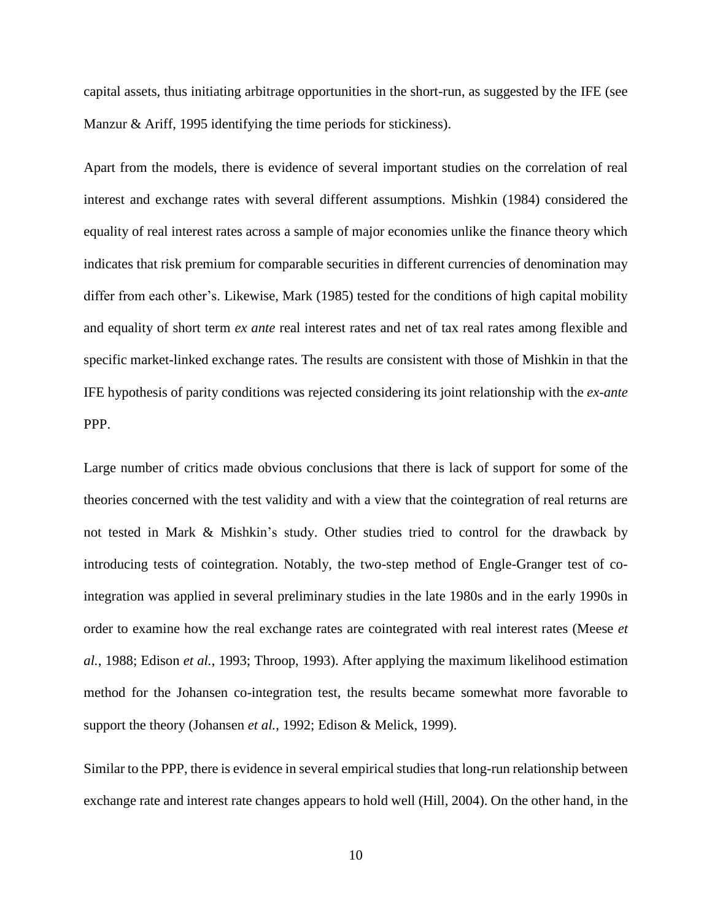capital assets, thus initiating arbitrage opportunities in the short-run, as suggested by the IFE (see Manzur & Ariff, 1995 identifying the time periods for stickiness).

Apart from the models, there is evidence of several important studies on the correlation of real interest and exchange rates with several different assumptions. Mishkin (1984) considered the equality of real interest rates across a sample of major economies unlike the finance theory which indicates that risk premium for comparable securities in different currencies of denomination may differ from each other's. Likewise, Mark (1985) tested for the conditions of high capital mobility and equality of short term *ex ante* real interest rates and net of tax real rates among flexible and specific market-linked exchange rates. The results are consistent with those of Mishkin in that the IFE hypothesis of parity conditions was rejected considering its joint relationship with the *ex-ante* PPP.

Large number of critics made obvious conclusions that there is lack of support for some of the theories concerned with the test validity and with a view that the cointegration of real returns are not tested in Mark & Mishkin's study. Other studies tried to control for the drawback by introducing tests of cointegration. Notably, the two-step method of Engle-Granger test of co-integration was applied in several preliminary studies in the late 1980s and in the early 1990s in order to examine how the real exchange rates are cointegrated with real interest rates (Meese *et al.*, 1988; Edison *et al.*, 1993; Throop, 1993). After applying the maximum likelihood estimation method for the Johansen co-integration test, the results became somewhat more favorable to support the theory (Johansen *et al.*, 1992; Edison & Melick, 1999).

Similar to the PPP, there is evidence in several empirical studies that long-run relationship between exchange rate and interest rate changes appears to hold well (Hill, 2004). On the other hand, in the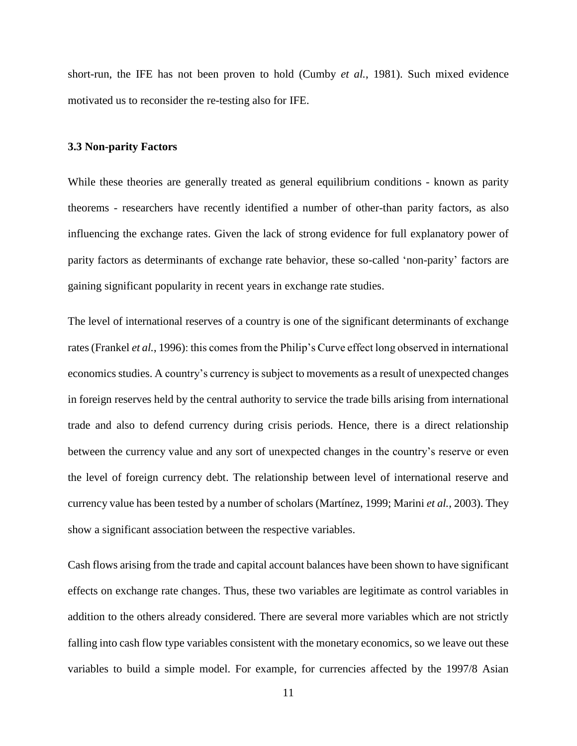short-run, the IFE has not been proven to hold (Cumby *et al.*, 1981). Such mixed evidence motivated us to reconsider the re-testing also for IFE.

### 3.3 Non-parity Factors

While these theories are generally treated as general equilibrium conditions - known as parity theorems - researchers have recently identified a number of other-than parity factors, as also influencing the exchange rates. Given the lack of strong evidence for full explanatory power of parity factors as determinants of exchange rate behavior, these so-called 'non-parity' factors are gaining significant popularity in recent years in exchange rate studies.

The level of international reserves of a country is one of the significant determinants of exchange rates (Frankel *et al.*, 1996): this comes from the Philip's Curve effect long observed in international economics studies. A country's currency is subject to movements as a result of unexpected changes in foreign reserves held by the central authority to service the trade bills arising from international trade and also to defend currency during crisis periods. Hence, there is a direct relationship between the currency value and any sort of unexpected changes in the country's reserve or even the level of foreign currency debt. The relationship between level of international reserve and currency value has been tested by a number of scholars (Martínez, 1999; Marini *et al.*, 2003). They show a significant association between the respective variables.

Cash flows arising from the trade and capital account balances have been shown to have significant effects on exchange rate changes. Thus, these two variables are legitimate as control variables in addition to the others already considered. There are several more variables which are not strictly falling into cash flow type variables consistent with the monetary economics, so we leave out these variables to build a simple model. For example, for currencies affected by the 1997/8 Asian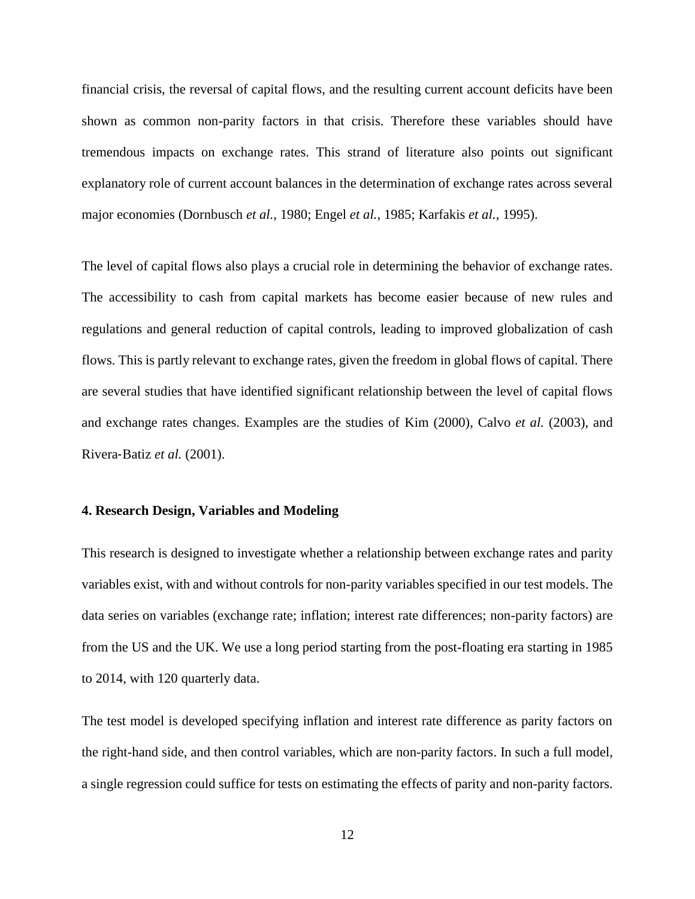financial crisis, the reversal of capital flows, and the resulting current account deficits have been shown as common non-parity factors in that crisis. Therefore these variables should have tremendous impacts on exchange rates. This strand of literature also points out significant explanatory role of current account balances in the determination of exchange rates across several major economies (Dornbusch *et al.*, 1980; Engel *et al.*, 1985; Karfakis *et al.*, 1995).

The level of capital flows also plays a crucial role in determining the behavior of exchange rates. The accessibility to cash from capital markets has become easier because of new rules and regulations and general reduction of capital controls, leading to improved globalization of cash flows. This is partly relevant to exchange rates, given the freedom in global flows of capital. There are several studies that have identified significant relationship between the level of capital flows and exchange rates changes. Examples are the studies of Kim (2000), Calvo *et al.* (2003), and Rivera-Batiz *et al.* (2001).

## 4. Research Design, Variables and Modeling

This research is designed to investigate whether a relationship between exchange rates and parity variables exist, with and without controls for non-parity variables specified in our test models. The data series on variables (exchange rate; inflation; interest rate differences; non-parity factors) are from the US and the UK. We use a long period starting from the post-floating era starting in 1985 to 2014, with 120 quarterly data.

The test model is developed specifying inflation and interest rate difference as parity factors on the right-hand side, and then control variables, which are non-parity factors. In such a full model, a single regression could suffice for tests on estimating the effects of parity and non-parity factors.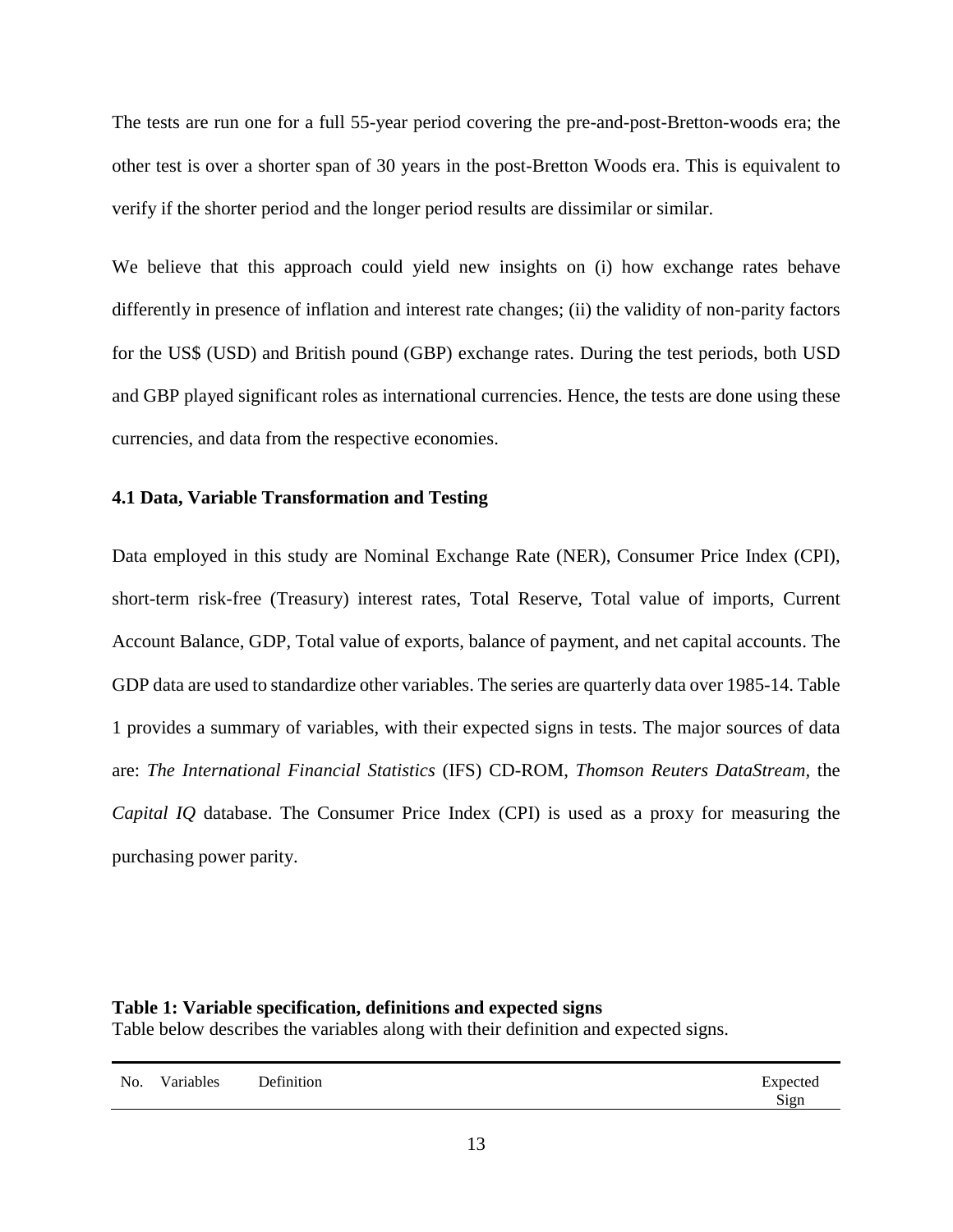The tests are run one for a full 55-year period covering the pre-and-post-Bretton-woods era; the other test is over a shorter span of 30 years in the post-Bretton Woods era. This is equivalent to verify if the shorter period and the longer period results are dissimilar or similar.

We believe that this approach could yield new insights on (i) how exchange rates behave differently in presence of inflation and interest rate changes; (ii) the validity of non-parity factors for the US$ (USD) and British pound (GBP) exchange rates. During the test periods, both USD and GBP played significant roles as international currencies. Hence, the tests are done using these currencies, and data from the respective economies.

### 4.1 Data, Variable Transformation and Testing

Data employed in this study are Nominal Exchange Rate (NER), Consumer Price Index (CPI), short-term risk-free (Treasury) interest rates, Total Reserve, Total value of imports, Current Account Balance, GDP, Total value of exports, balance of payment, and net capital accounts. The GDP data are used to standardize other variables. The series are quarterly data over 1985-14. Table 1 provides a summary of variables, with their expected signs in tests. The major sources of data are: *The International Financial Statistics* (IFS) CD-ROM, *Thomson Reuters DataStream,* the *Capital IQ* database. The Consumer Price Index (CPI) is used as a proxy for measuring the purchasing power parity.

**Table 1: Variable specification, definitions and expected signs**

Table below describes the variables along with their definition and expected signs.

| No. | Variables | Definition | Expected Sign |
|---|---|---|---|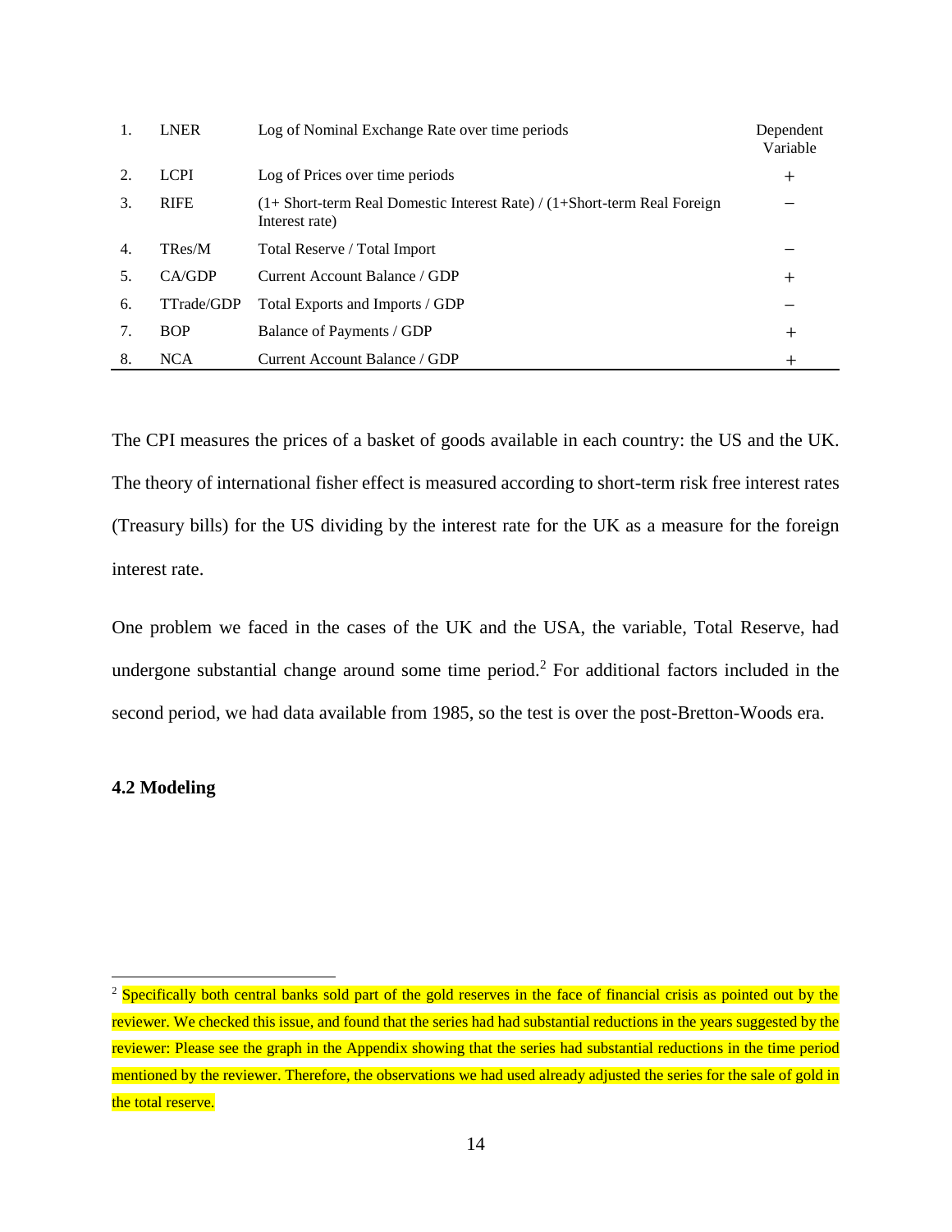| | | | |
|---|---|---|---|
| 1. | LNER | Log of Nominal Exchange Rate over time periods | Dependent Variable |
| 2. | LCPI | Log of Prices over time periods | + |
| 3. | RIFE | (1+ Short-term Real Domestic Interest Rate) / (1+Short-term Real Foreign Interest rate) | − |
| 4. | TRes/M | Total Reserve / Total Import | − |
| 5. | CA/GDP | Current Account Balance / GDP | + |
| 6. | TTrade/GDP | Total Exports and Imports / GDP | − |
| 7. | BOP | Balance of Payments / GDP | + |
| 8. | NCA | Current Account Balance / GDP | + |

The CPI measures the prices of a basket of goods available in each country: the US and the UK. The theory of international fisher effect is measured according to short-term risk free interest rates (Treasury bills) for the US dividing by the interest rate for the UK as a measure for the foreign interest rate.

One problem we faced in the cases of the UK and the USA, the variable, Total Reserve, had undergone substantial change around some time period.[2] For additional factors included in the second period, we had data available from 1985, so the test is over the post-Bretton-Woods era.

### 4.2 Modeling

[2] Specifically both central banks sold part of the gold reserves in the face of financial crisis as pointed out by the reviewer. We checked this issue, and found that the series had had substantial reductions in the years suggested by the reviewer: Please see the graph in the Appendix showing that the series had substantial reductions in the time period mentioned by the reviewer. Therefore, the observations we had used already adjusted the series for the sale of gold in the total reserve.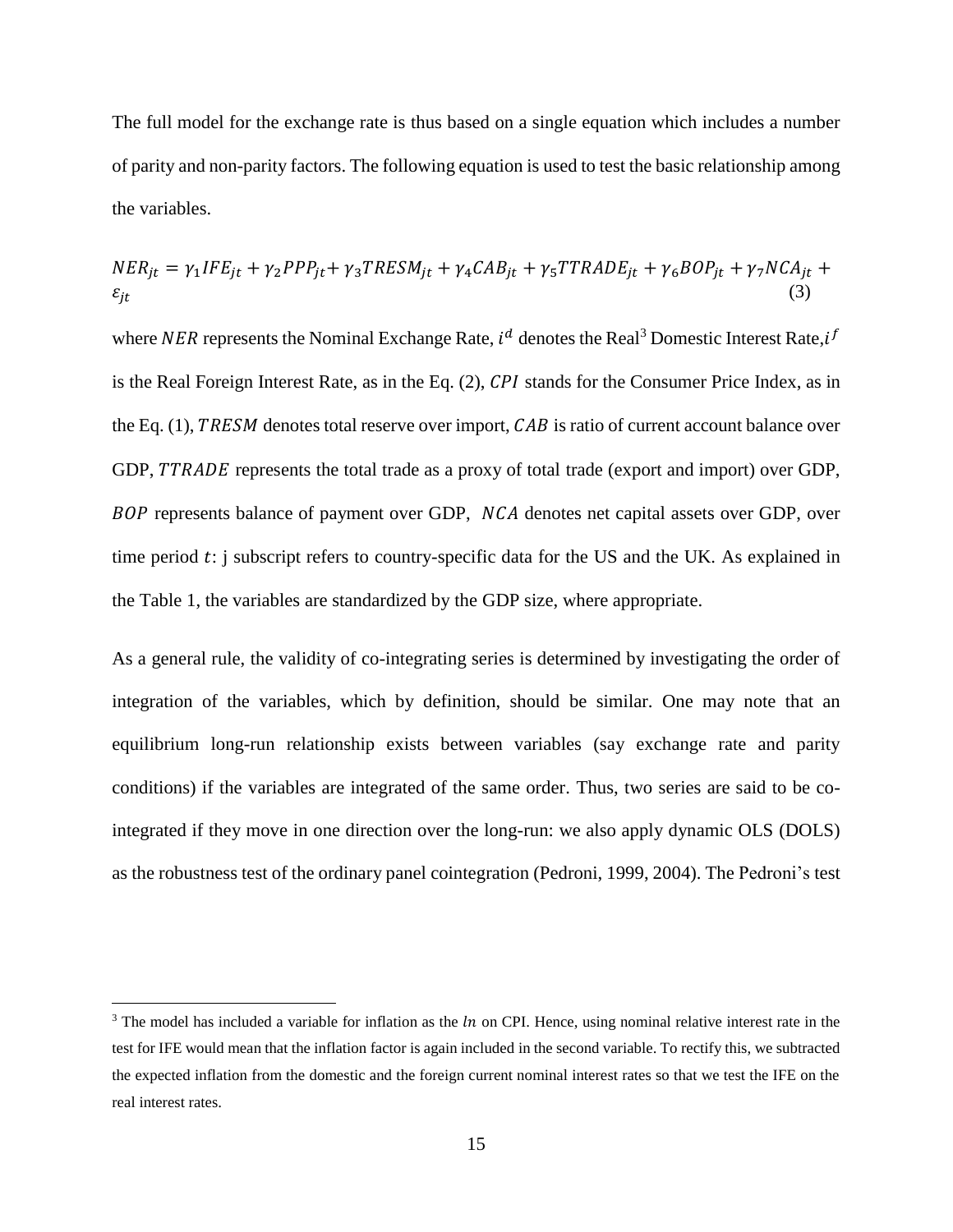The full model for the exchange rate is thus based on a single equation which includes a number of parity and non-parity factors. The following equation is used to test the basic relationship among the variables.

$$NER_{jt} = \gamma_1 IFE_{jt} + \gamma_2 PPP_{jt} + \gamma_3 TRESM_{jt} + \gamma_4 CAB_{jt} + \gamma_5 TTRADE_{jt} + \gamma_6 BOP_{jt} + \gamma_7 NCA_{jt} + \varepsilon_{jt} \quad (3)$$

where $NER$ represents the Nominal Exchange Rate, $i^d$ denotes the Real[3] Domestic Interest Rate, $i^f$ is the Real Foreign Interest Rate, as in the Eq. (2), $CPI$ stands for the Consumer Price Index, as in the Eq. (1), $TRESM$ denotes total reserve over import, $CAB$ is ratio of current account balance over GDP, $TTRADE$ represents the total trade as a proxy of total trade (export and import) over GDP, $BOP$ represents balance of payment over GDP, $NCA$ denotes net capital assets over GDP, over time period $t$: j subscript refers to country-specific data for the US and the UK. As explained in the Table 1, the variables are standardized by the GDP size, where appropriate.

As a general rule, the validity of co-integrating series is determined by investigating the order of integration of the variables, which by definition, should be similar. One may note that an equilibrium long-run relationship exists between variables (say exchange rate and parity conditions) if the variables are integrated of the same order. Thus, two series are said to be co-integrated if they move in one direction over the long-run: we also apply dynamic OLS (DOLS) as the robustness test of the ordinary panel cointegration (Pedroni, 1999, 2004). The Pedroni's test

[3] The model has included a variable for inflation as the $ln$ on CPI. Hence, using nominal relative interest rate in the test for IFE would mean that the inflation factor is again included in the second variable. To rectify this, we subtracted the expected inflation from the domestic and the foreign current nominal interest rates so that we test the IFE on the real interest rates.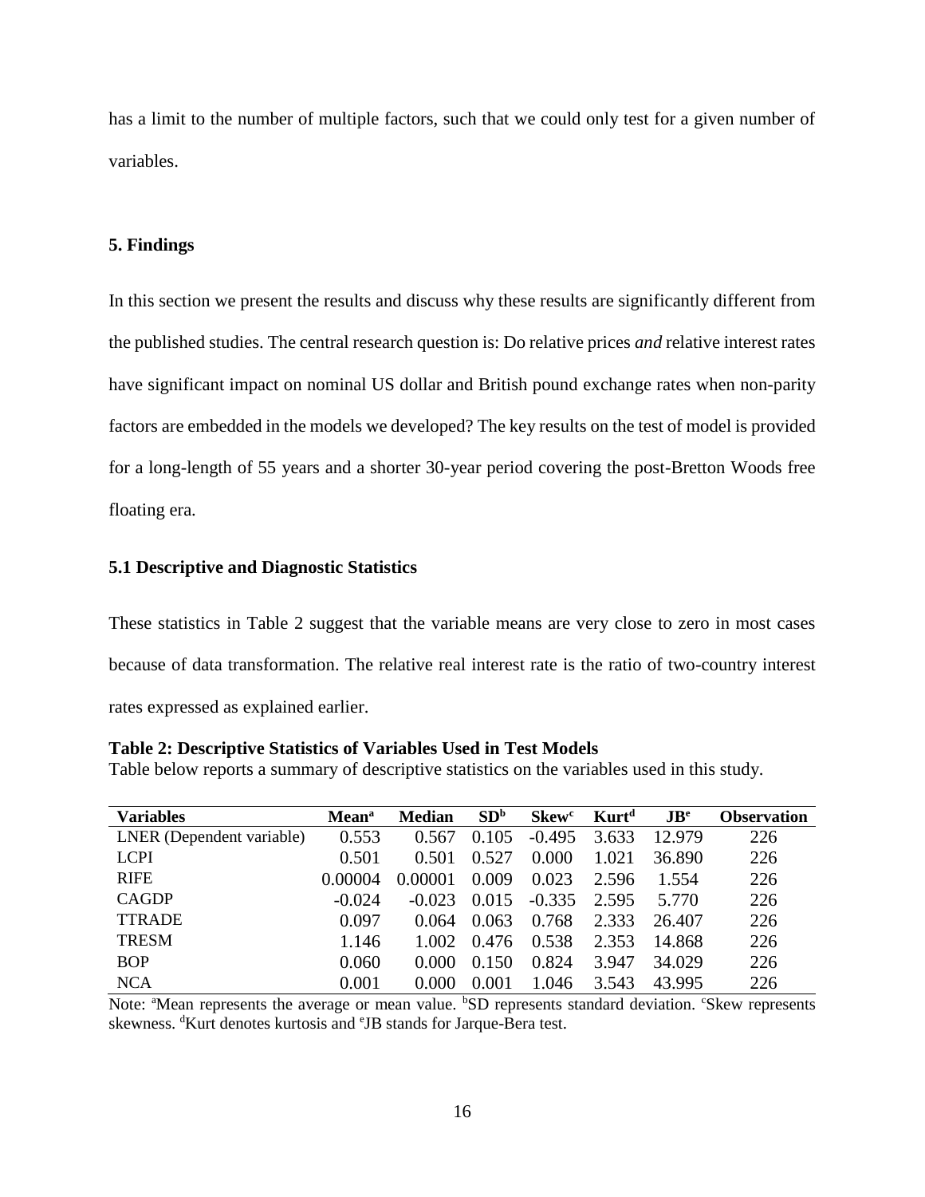has a limit to the number of multiple factors, such that we could only test for a given number of variables.

## 5. Findings

In this section we present the results and discuss why these results are significantly different from the published studies. The central research question is: Do relative prices *and* relative interest rates have significant impact on nominal US dollar and British pound exchange rates when non-parity factors are embedded in the models we developed? The key results on the test of model is provided for a long-length of 55 years and a shorter 30-year period covering the post-Bretton Woods free floating era.

### 5.1 Descriptive and Diagnostic Statistics

These statistics in Table 2 suggest that the variable means are very close to zero in most cases because of data transformation. The relative real interest rate is the ratio of two-country interest rates expressed as explained earlier.

**Table 2: Descriptive Statistics of Variables Used in Test Models**

Table below reports a summary of descriptive statistics on the variables used in this study.

| Variables | Mean[a] | Median | SD[b] | Skew[c] | Kurt[d] | JB[e] | Observation |
|---|---|---|---|---|---|---|---|
| LNER (Dependent variable) | 0.553 | 0.567 | 0.105 | -0.495 | 3.633 | 12.979 | 226 |
| LCPI | 0.501 | 0.501 | 0.527 | 0.000 | 1.021 | 36.890 | 226 |
| RIFE | 0.00004 | 0.00001 | 0.009 | 0.023 | 2.596 | 1.554 | 226 |
| CAGDP | -0.024 | -0.023 | 0.015 | -0.335 | 2.595 | 5.770 | 226 |
| TTRADE | 0.097 | 0.064 | 0.063 | 0.768 | 2.333 | 26.407 | 226 |
| TRESM | 1.146 | 1.002 | 0.476 | 0.538 | 2.353 | 14.868 | 226 |
| BOP | 0.060 | 0.000 | 0.150 | 0.824 | 3.947 | 34.029 | 226 |
| NCA | 0.001 | 0.000 | 0.001 | 1.046 | 3.543 | 43.995 | 226 |

Note: [a]Mean represents the average or mean value. [b]SD represents standard deviation. [c]Skew represents skewness. [d]Kurt denotes kurtosis and [e]JB stands for Jarque-Bera test.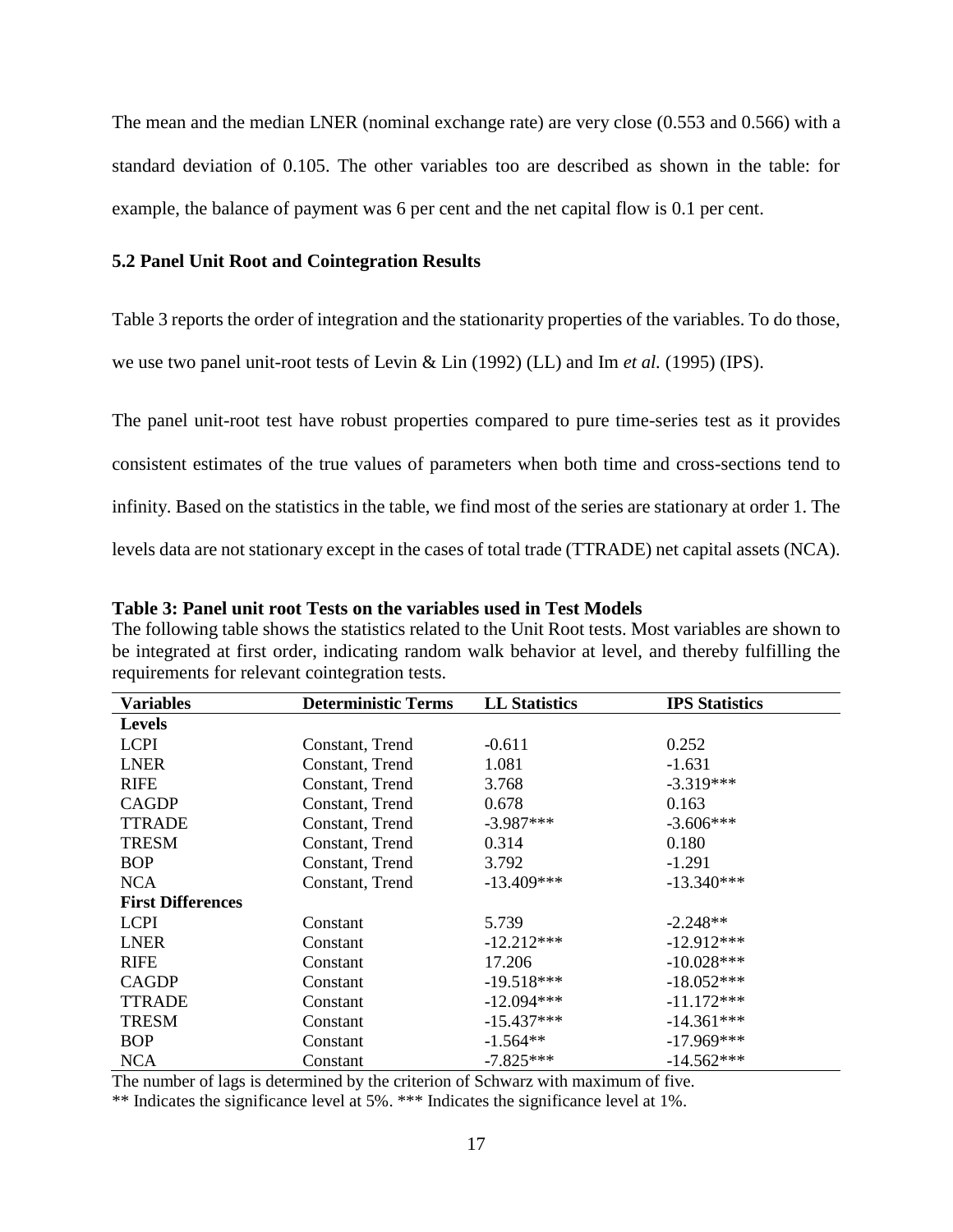The mean and the median LNER (nominal exchange rate) are very close (0.553 and 0.566) with a standard deviation of 0.105. The other variables too are described as shown in the table: for example, the balance of payment was 6 per cent and the net capital flow is 0.1 per cent.

### 5.2 Panel Unit Root and Cointegration Results

Table 3 reports the order of integration and the stationarity properties of the variables. To do those, we use two panel unit-root tests of Levin & Lin (1992) (LL) and Im *et al.* (1995) (IPS).

The panel unit-root test have robust properties compared to pure time-series test as it provides consistent estimates of the true values of parameters when both time and cross-sections tend to infinity. Based on the statistics in the table, we find most of the series are stationary at order 1. The levels data are not stationary except in the cases of total trade (TTRADE) net capital assets (NCA).

**Table 3: Panel unit root Tests on the variables used in Test Models**

The following table shows the statistics related to the Unit Root tests. Most variables are shown to be integrated at first order, indicating random walk behavior at level, and thereby fulfilling the requirements for relevant cointegration tests.

| Variables | Deterministic Terms | LL Statistics | IPS Statistics |
|---|---|---|---|
| **Levels** | | | |
| LCPI | Constant, Trend | -0.611 | 0.252 |
| LNER | Constant, Trend | 1.081 | -1.631 |
| RIFE | Constant, Trend | 3.768 | -3.319*** |
| CAGDP | Constant, Trend | 0.678 | 0.163 |
| TTRADE | Constant, Trend | -3.987*** | -3.606*** |
| TRESM | Constant, Trend | 0.314 | 0.180 |
| BOP | Constant, Trend | 3.792 | -1.291 |
| NCA | Constant, Trend | -13.409*** | -13.340*** |
| **First Differences** | | | |
| LCPI | Constant | 5.739 | -2.248** |
| LNER | Constant | -12.212*** | -12.912*** |
| RIFE | Constant | 17.206 | -10.028*** |
| CAGDP | Constant | -19.518*** | -18.052*** |
| TTRADE | Constant | -12.094*** | -11.172*** |
| TRESM | Constant | -15.437*** | -14.361*** |
| BOP | Constant | -1.564** | -17.969*** |
| NCA | Constant | -7.825*** | -14.562*** |

The number of lags is determined by the criterion of Schwarz with maximum of five.

** Indicates the significance level at 5%. *** Indicates the significance level at 1%.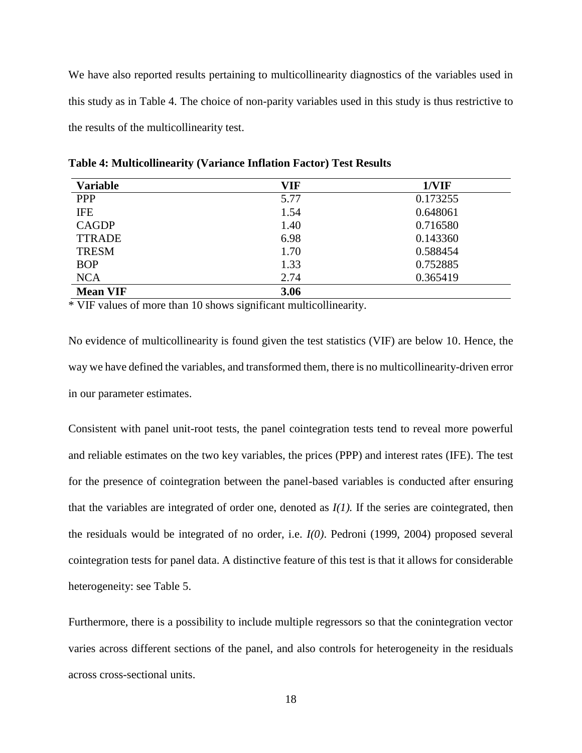We have also reported results pertaining to multicollinearity diagnostics of the variables used in this study as in Table 4. The choice of non-parity variables used in this study is thus restrictive to the results of the multicollinearity test.

**Table 4: Multicollinearity (Variance Inflation Factor) Test Results**

| Variable | VIF | 1/VIF |
|---|---|---|
| PPP | 5.77 | 0.173255 |
| IFE | 1.54 | 0.648061 |
| CAGDP | 1.40 | 0.716580 |
| TTRADE | 6.98 | 0.143360 |
| TRESM | 1.70 | 0.588454 |
| BOP | 1.33 | 0.752885 |
| NCA | 2.74 | 0.365419 |
| **Mean VIF** | **3.06** | |

\* VIF values of more than 10 shows significant multicollinearity.

No evidence of multicollinearity is found given the test statistics (VIF) are below 10. Hence, the way we have defined the variables, and transformed them, there is no multicollinearity-driven error in our parameter estimates.

Consistent with panel unit-root tests, the panel cointegration tests tend to reveal more powerful and reliable estimates on the two key variables, the prices (PPP) and interest rates (IFE). The test for the presence of cointegration between the panel-based variables is conducted after ensuring that the variables are integrated of order one, denoted as *I(1).* If the series are cointegrated, then the residuals would be integrated of no order, i.e. *I(0)*. Pedroni (1999, 2004) proposed several cointegration tests for panel data. A distinctive feature of this test is that it allows for considerable heterogeneity: see Table 5.

Furthermore, there is a possibility to include multiple regressors so that the conintegration vector varies across different sections of the panel, and also controls for heterogeneity in the residuals across cross-sectional units.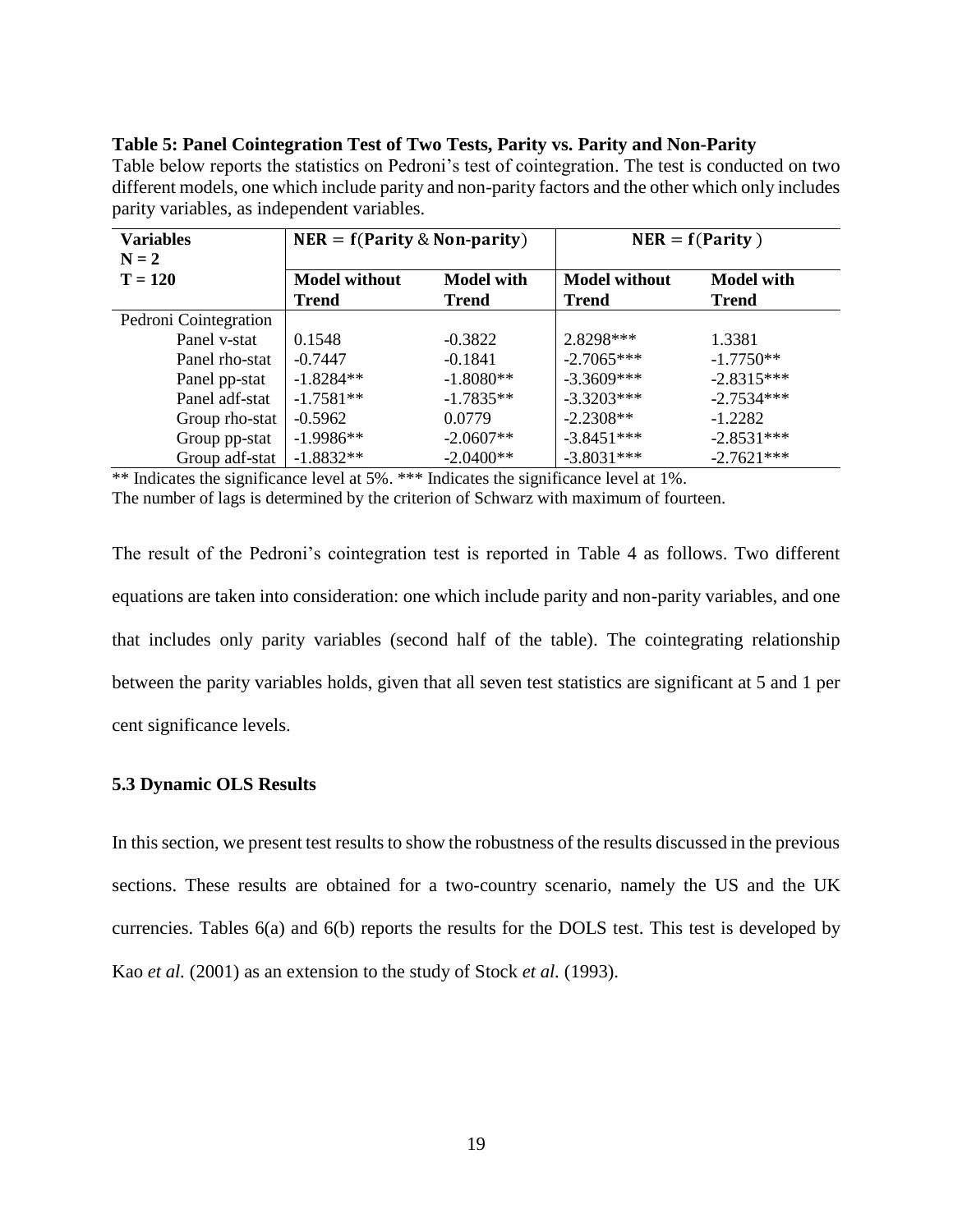**Table 5: Panel Cointegration Test of Two Tests, Parity vs. Parity and Non-Parity**

Table below reports the statistics on Pedroni's test of cointegration. The test is conducted on two different models, one which include parity and non-parity factors and the other which only includes parity variables, as independent variables.

| Variables $N = 2$ $T = 120$ | $\mathbf{NER} = \mathbf{f}(\mathbf{Parity}\ \&\ \mathbf{Non\text{-}parity})$ | | $\mathbf{NER} = \mathbf{f}(\mathbf{Parity})$ | |
|---|---|---|---|---|
| | **Model without Trend** | **Model with Trend** | **Model without Trend** | **Model with Trend** |
| Pedroni Cointegration | | | | |
| Panel v-stat | 0.1548 | -0.3822 | 2.8298*** | 1.3381 |
| Panel rho-stat | -0.7447 | -0.1841 | -2.7065*** | -1.7750** |
| Panel pp-stat | -1.8284** | -1.8080** | -3.3609*** | -2.8315*** |
| Panel adf-stat | -1.7581** | -1.7835** | -3.3203*** | -2.7534*** |
| Group rho-stat | -0.5962 | 0.0779 | -2.2308** | -1.2282 |
| Group pp-stat | -1.9986** | -2.0607** | -3.8451*** | -2.8531*** |
| Group adf-stat | -1.8832** | -2.0400** | -3.8031*** | -2.7621*** |

** Indicates the significance level at 5%. *** Indicates the significance level at 1%.
The number of lags is determined by the criterion of Schwarz with maximum of fourteen.

The result of the Pedroni's cointegration test is reported in Table 4 as follows. Two different equations are taken into consideration: one which include parity and non-parity variables, and one that includes only parity variables (second half of the table). The cointegrating relationship between the parity variables holds, given that all seven test statistics are significant at 5 and 1 per cent significance levels.

### 5.3 Dynamic OLS Results

In this section, we present test results to show the robustness of the results discussed in the previous sections. These results are obtained for a two-country scenario, namely the US and the UK currencies. Tables 6(a) and 6(b) reports the results for the DOLS test. This test is developed by Kao *et al.* (2001) as an extension to the study of Stock *et al.* (1993).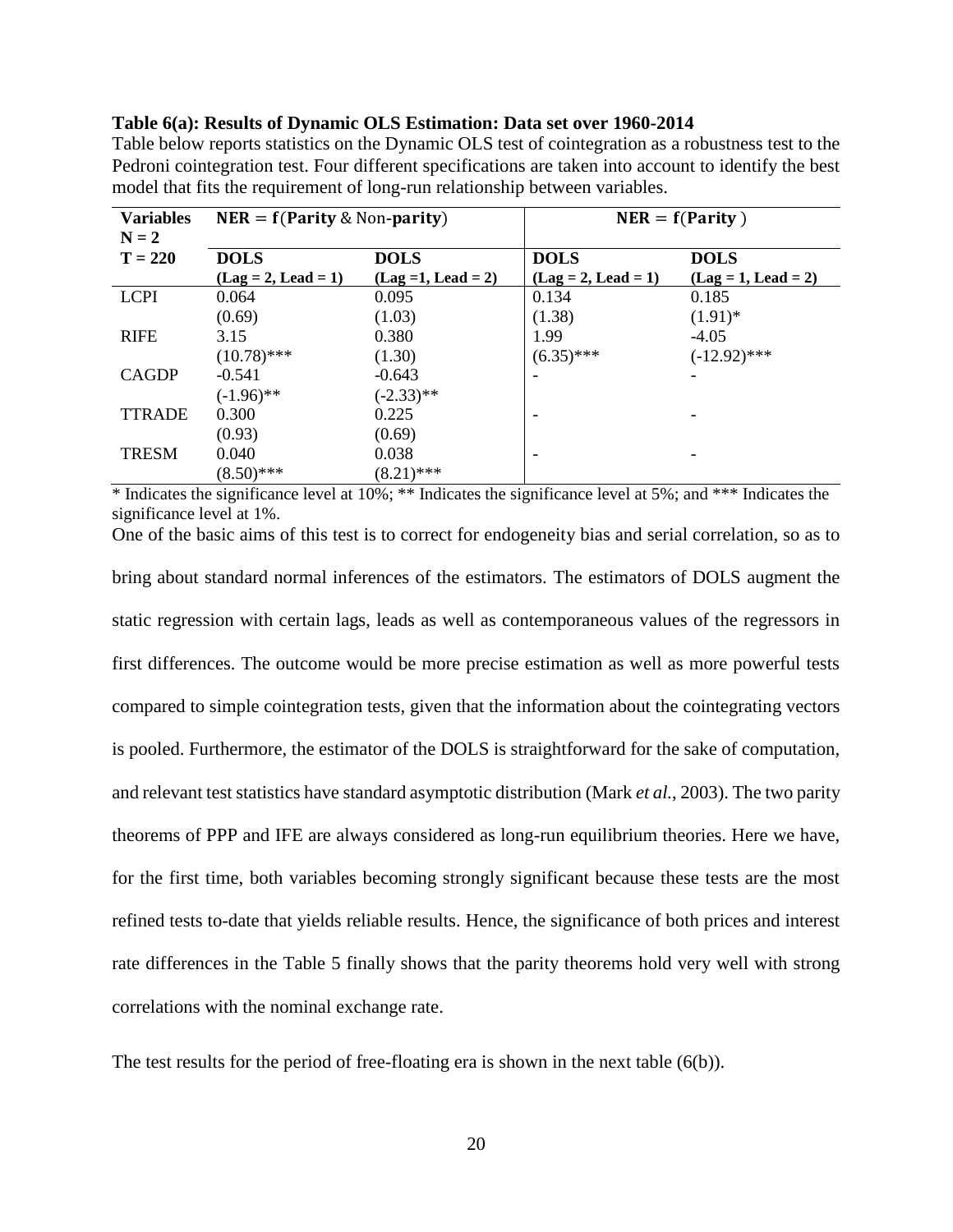**Table 6(a): Results of Dynamic OLS Estimation: Data set over 1960-2014**

Table below reports statistics on the Dynamic OLS test of cointegration as a robustness test to the Pedroni cointegration test. Four different specifications are taken into account to identify the best model that fits the requirement of long-run relationship between variables.

| Variables N = 2 T = 220 | $\mathbf{NER = f(Parity}$ & Non-$\mathbf{parity)}$ | | $\mathbf{NER = f(Parity)}$ | |
|---|---|---|---|---|
| | **DOLS (Lag = 2, Lead = 1)** | **DOLS (Lag =1, Lead = 2)** | **DOLS (Lag = 2, Lead = 1)** | **DOLS (Lag = 1, Lead = 2)** |
| LCPI | 0.064 | 0.095 | 0.134 | 0.185 |
| | (0.69) | (1.03) | (1.38) | (1.91)* |
| RIFE | 3.15 | 0.380 | 1.99 | -4.05 |
| | (10.78)*** | (1.30) | (6.35)*** | (-12.92)*** |
| CAGDP | -0.541 | -0.643 | - | - |
| | (-1.96)** | (-2.33)** | | |
| TTRADE | 0.300 | 0.225 | - | - |
| | (0.93) | (0.69) | | |
| TRESM | 0.040 | 0.038 | - | - |
| | (8.50)*** | (8.21)*** | | |

* Indicates the significance level at 10%; ** Indicates the significance level at 5%; and *** Indicates the significance level at 1%.

One of the basic aims of this test is to correct for endogeneity bias and serial correlation, so as to bring about standard normal inferences of the estimators. The estimators of DOLS augment the static regression with certain lags, leads as well as contemporaneous values of the regressors in first differences. The outcome would be more precise estimation as well as more powerful tests compared to simple cointegration tests, given that the information about the cointegrating vectors is pooled. Furthermore, the estimator of the DOLS is straightforward for the sake of computation, and relevant test statistics have standard asymptotic distribution (Mark *et al.*, 2003). The two parity theorems of PPP and IFE are always considered as long-run equilibrium theories. Here we have, for the first time, both variables becoming strongly significant because these tests are the most refined tests to-date that yields reliable results. Hence, the significance of both prices and interest rate differences in the Table 5 finally shows that the parity theorems hold very well with strong correlations with the nominal exchange rate.

The test results for the period of free-floating era is shown in the next table (6(b)).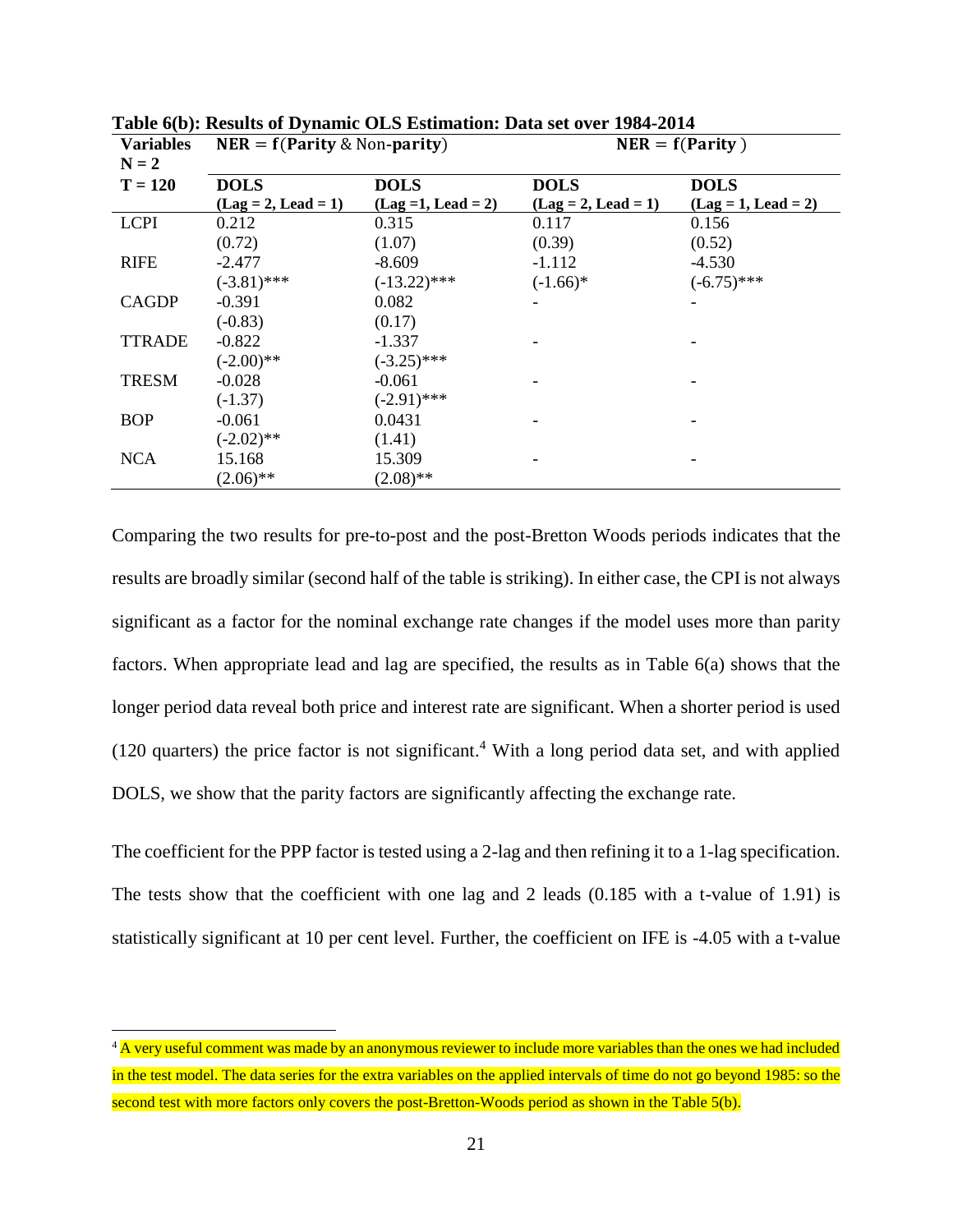**Table 6(b): Results of Dynamic OLS Estimation: Data set over 1984-2014**

| Variables N = 2 | $\mathbf{NER = f(Parity}$ & Non-$\mathbf{parity)}$ | | $\mathbf{NER = f(Parity)}$ | |
|---|---|---|---|---|
| **T = 120** | **DOLS (Lag = 2, Lead = 1)** | **DOLS (Lag =1, Lead = 2)** | **DOLS (Lag = 2, Lead = 1)** | **DOLS (Lag = 1, Lead = 2)** |
| LCPI | 0.212 | 0.315 | 0.117 | 0.156 |
| | (0.72) | (1.07) | (0.39) | (0.52) |
| RIFE | -2.477 | -8.609 | -1.112 | -4.530 |
| | (-3.81)*** | (-13.22)*** | (-1.66)* | (-6.75)*** |
| CAGDP | -0.391 | 0.082 | - | - |
| | (-0.83) | (0.17) | | |
| TTRADE | -0.822 | -1.337 | - | - |
| | (-2.00)** | (-3.25)*** | | |
| TRESM | -0.028 | -0.061 | - | - |
| | (-1.37) | (-2.91)*** | | |
| BOP | -0.061 | 0.0431 | - | - |
| | (-2.02)** | (1.41) | | |
| NCA | 15.168 | 15.309 | - | - |
| | (2.06)** | (2.08)** | | |

Comparing the two results for pre-to-post and the post-Bretton Woods periods indicates that the results are broadly similar (second half of the table is striking). In either case, the CPI is not always significant as a factor for the nominal exchange rate changes if the model uses more than parity factors. When appropriate lead and lag are specified, the results as in Table 6(a) shows that the longer period data reveal both price and interest rate are significant. When a shorter period is used (120 quarters) the price factor is not significant.[4] With a long period data set, and with applied DOLS, we show that the parity factors are significantly affecting the exchange rate.

The coefficient for the PPP factor is tested using a 2-lag and then refining it to a 1-lag specification. The tests show that the coefficient with one lag and 2 leads (0.185 with a t-value of 1.91) is statistically significant at 10 per cent level. Further, the coefficient on IFE is -4.05 with a t-value

[4] A very useful comment was made by an anonymous reviewer to include more variables than the ones we had included in the test model. The data series for the extra variables on the applied intervals of time do not go beyond 1985: so the second test with more factors only covers the post-Bretton-Woods period as shown in the Table 5(b).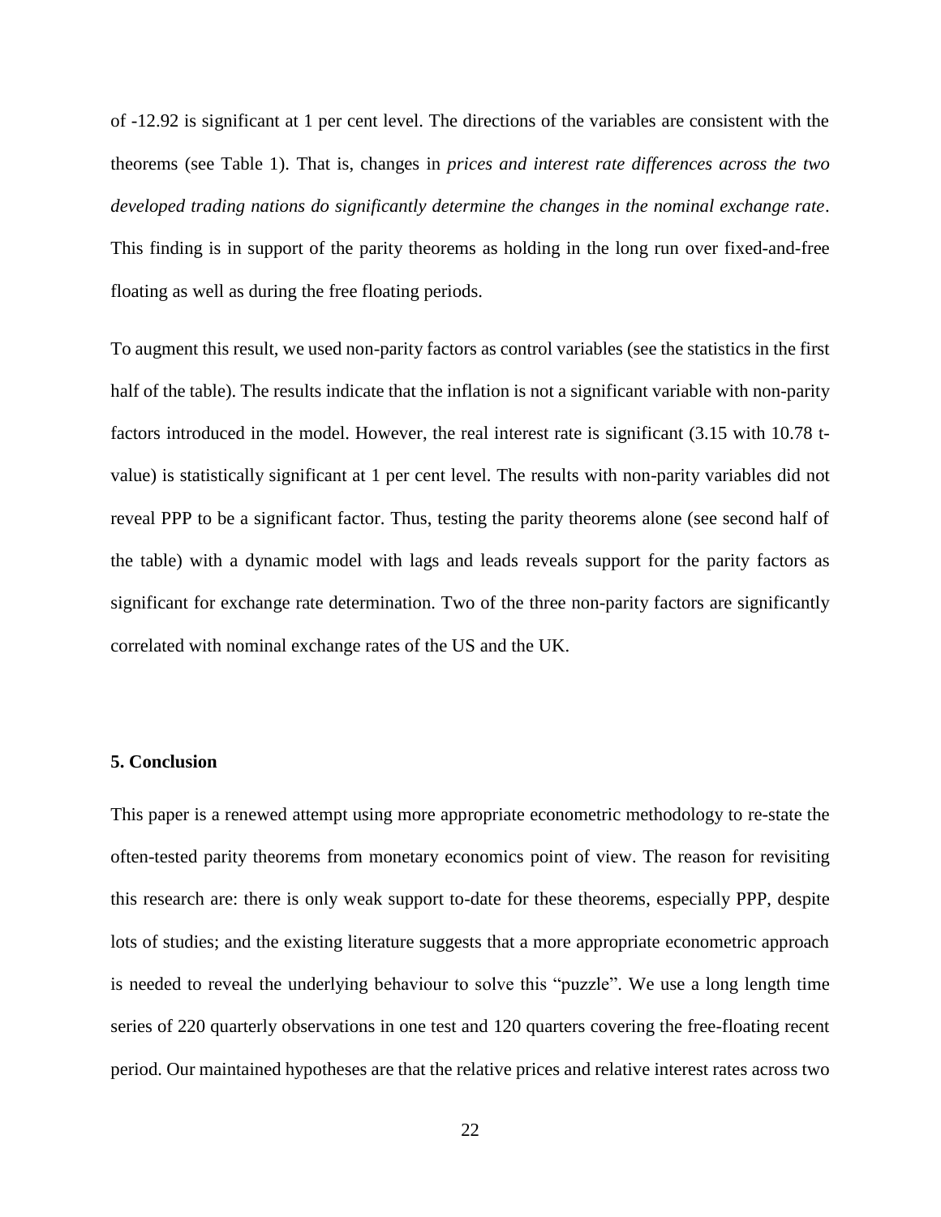of -12.92 is significant at 1 per cent level. The directions of the variables are consistent with the theorems (see Table 1). That is, changes in *prices and interest rate differences across the two developed trading nations do significantly determine the changes in the nominal exchange rate*. This finding is in support of the parity theorems as holding in the long run over fixed-and-free floating as well as during the free floating periods.

To augment this result, we used non-parity factors as control variables (see the statistics in the first half of the table). The results indicate that the inflation is not a significant variable with non-parity factors introduced in the model. However, the real interest rate is significant (3.15 with 10.78 t-value) is statistically significant at 1 per cent level. The results with non-parity variables did not reveal PPP to be a significant factor. Thus, testing the parity theorems alone (see second half of the table) with a dynamic model with lags and leads reveals support for the parity factors as significant for exchange rate determination. Two of the three non-parity factors are significantly correlated with nominal exchange rates of the US and the UK.

## 5. Conclusion

This paper is a renewed attempt using more appropriate econometric methodology to re-state the often-tested parity theorems from monetary economics point of view. The reason for revisiting this research are: there is only weak support to-date for these theorems, especially PPP, despite lots of studies; and the existing literature suggests that a more appropriate econometric approach is needed to reveal the underlying behaviour to solve this "puzzle". We use a long length time series of 220 quarterly observations in one test and 120 quarters covering the free-floating recent period. Our maintained hypotheses are that the relative prices and relative interest rates across two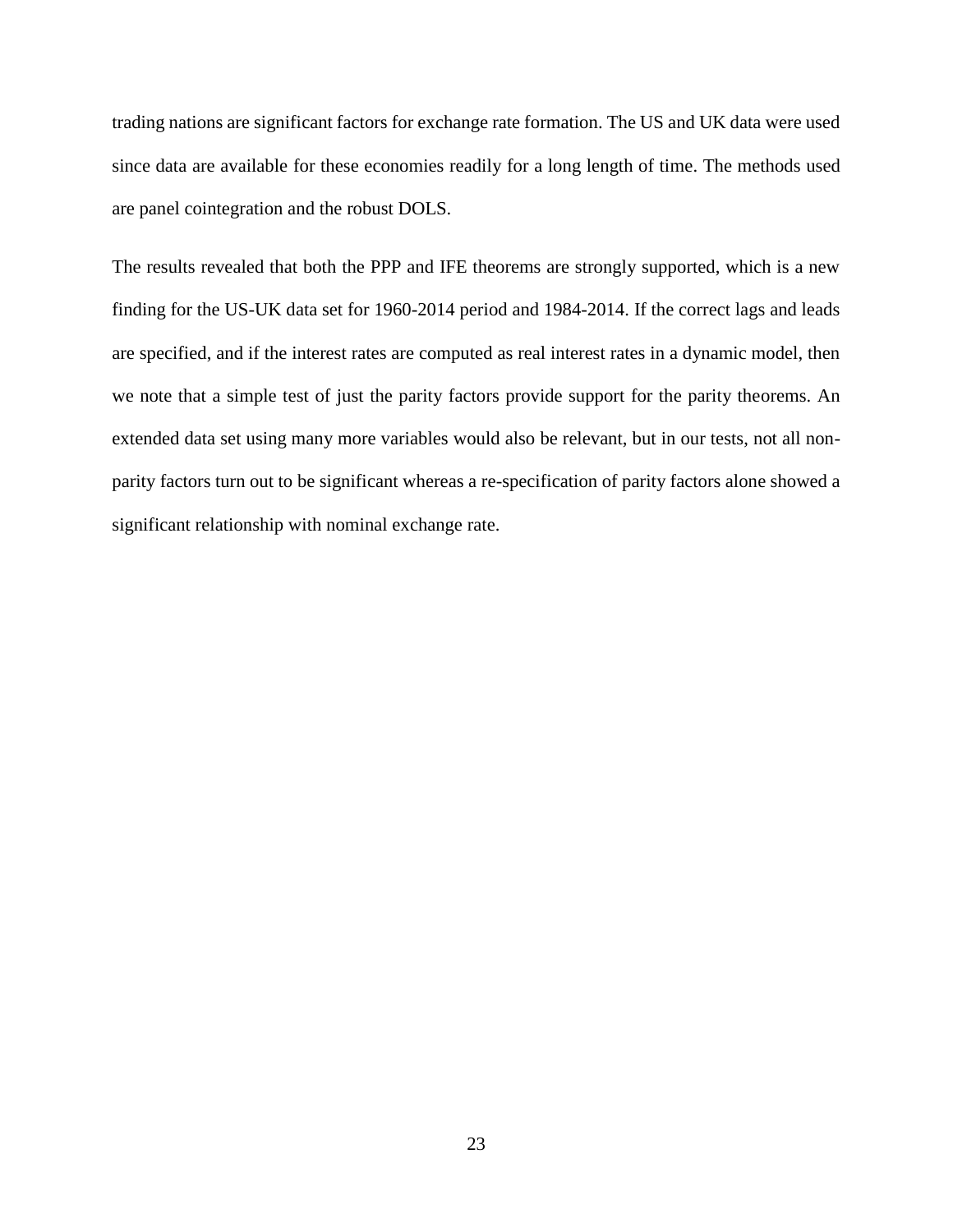trading nations are significant factors for exchange rate formation. The US and UK data were used since data are available for these economies readily for a long length of time. The methods used are panel cointegration and the robust DOLS.

The results revealed that both the PPP and IFE theorems are strongly supported, which is a new finding for the US-UK data set for 1960-2014 period and 1984-2014. If the correct lags and leads are specified, and if the interest rates are computed as real interest rates in a dynamic model, then we note that a simple test of just the parity factors provide support for the parity theorems. An extended data set using many more variables would also be relevant, but in our tests, not all non-parity factors turn out to be significant whereas a re-specification of parity factors alone showed a significant relationship with nominal exchange rate.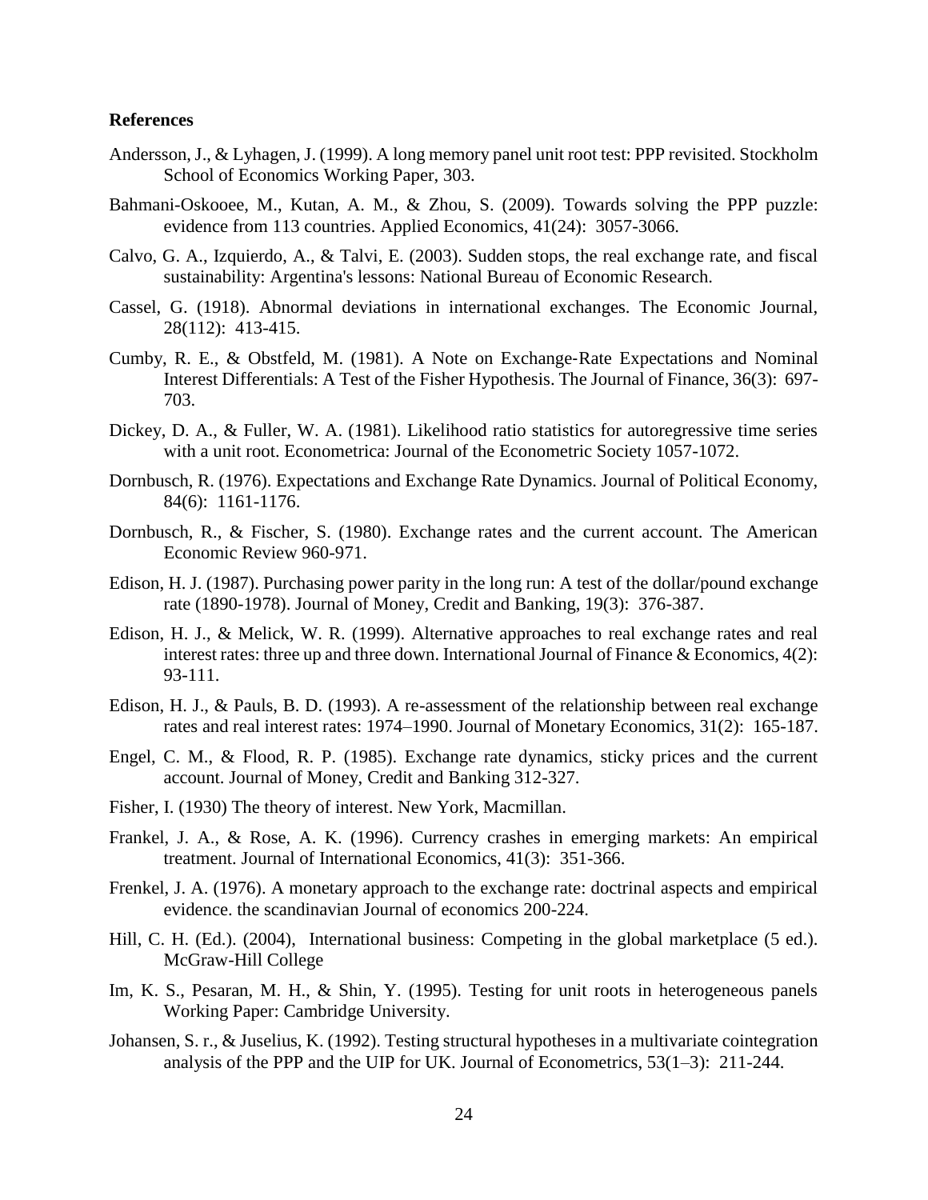**References**

Andersson, J., & Lyhagen, J. (1999). A long memory panel unit root test: PPP revisited. Stockholm School of Economics Working Paper, 303.

Bahmani-Oskooee, M., Kutan, A. M., & Zhou, S. (2009). Towards solving the PPP puzzle: evidence from 113 countries. Applied Economics, 41(24): 3057-3066.

Calvo, G. A., Izquierdo, A., & Talvi, E. (2003). Sudden stops, the real exchange rate, and fiscal sustainability: Argentina's lessons: National Bureau of Economic Research.

Cassel, G. (1918). Abnormal deviations in international exchanges. The Economic Journal, 28(112): 413-415.

Cumby, R. E., & Obstfeld, M. (1981). A Note on Exchange‐Rate Expectations and Nominal Interest Differentials: A Test of the Fisher Hypothesis. The Journal of Finance, 36(3): 697-703.

Dickey, D. A., & Fuller, W. A. (1981). Likelihood ratio statistics for autoregressive time series with a unit root. Econometrica: Journal of the Econometric Society 1057-1072.

Dornbusch, R. (1976). Expectations and Exchange Rate Dynamics. Journal of Political Economy, 84(6): 1161-1176.

Dornbusch, R., & Fischer, S. (1980). Exchange rates and the current account. The American Economic Review 960-971.

Edison, H. J. (1987). Purchasing power parity in the long run: A test of the dollar/pound exchange rate (1890-1978). Journal of Money, Credit and Banking, 19(3): 376-387.

Edison, H. J., & Melick, W. R. (1999). Alternative approaches to real exchange rates and real interest rates: three up and three down. International Journal of Finance & Economics, 4(2): 93-111.

Edison, H. J., & Pauls, B. D. (1993). A re-assessment of the relationship between real exchange rates and real interest rates: 1974–1990. Journal of Monetary Economics, 31(2): 165-187.

Engel, C. M., & Flood, R. P. (1985). Exchange rate dynamics, sticky prices and the current account. Journal of Money, Credit and Banking 312-327.

Fisher, I. (1930) The theory of interest. New York, Macmillan.

Frankel, J. A., & Rose, A. K. (1996). Currency crashes in emerging markets: An empirical treatment. Journal of International Economics, 41(3): 351-366.

Frenkel, J. A. (1976). A monetary approach to the exchange rate: doctrinal aspects and empirical evidence. the scandinavian Journal of economics 200-224.

Hill, C. H. (Ed.). (2004), International business: Competing in the global marketplace (5 ed.). McGraw-Hill College

Im, K. S., Pesaran, M. H., & Shin, Y. (1995). Testing for unit roots in heterogeneous panels Working Paper: Cambridge University.

Johansen, S. r., & Juselius, K. (1992). Testing structural hypotheses in a multivariate cointegration analysis of the PPP and the UIP for UK. Journal of Econometrics, 53(1–3): 211-244.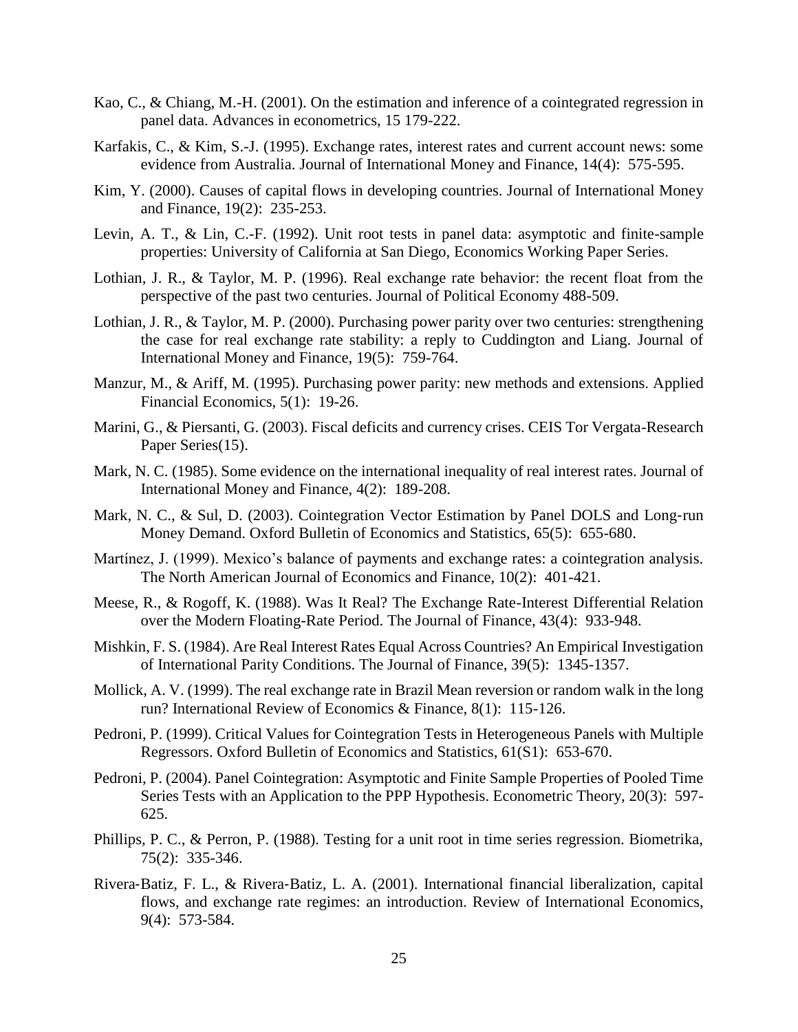Kao, C., & Chiang, M.-H. (2001). On the estimation and inference of a cointegrated regression in panel data. Advances in econometrics, 15 179-222.

Karfakis, C., & Kim, S.-J. (1995). Exchange rates, interest rates and current account news: some evidence from Australia. Journal of International Money and Finance, 14(4): 575-595.

Kim, Y. (2000). Causes of capital flows in developing countries. Journal of International Money and Finance, 19(2): 235-253.

Levin, A. T., & Lin, C.-F. (1992). Unit root tests in panel data: asymptotic and finite-sample properties: University of California at San Diego, Economics Working Paper Series.

Lothian, J. R., & Taylor, M. P. (1996). Real exchange rate behavior: the recent float from the perspective of the past two centuries. Journal of Political Economy 488-509.

Lothian, J. R., & Taylor, M. P. (2000). Purchasing power parity over two centuries: strengthening the case for real exchange rate stability: a reply to Cuddington and Liang. Journal of International Money and Finance, 19(5): 759-764.

Manzur, M., & Ariff, M. (1995). Purchasing power parity: new methods and extensions. Applied Financial Economics, 5(1): 19-26.

Marini, G., & Piersanti, G. (2003). Fiscal deficits and currency crises. CEIS Tor Vergata-Research Paper Series(15).

Mark, N. C. (1985). Some evidence on the international inequality of real interest rates. Journal of International Money and Finance, 4(2): 189-208.

Mark, N. C., & Sul, D. (2003). Cointegration Vector Estimation by Panel DOLS and Long-run Money Demand. Oxford Bulletin of Economics and Statistics, 65(5): 655-680.

Martínez, J. (1999). Mexico's balance of payments and exchange rates: a cointegration analysis. The North American Journal of Economics and Finance, 10(2): 401-421.

Meese, R., & Rogoff, K. (1988). Was It Real? The Exchange Rate-Interest Differential Relation over the Modern Floating-Rate Period. The Journal of Finance, 43(4): 933-948.

Mishkin, F. S. (1984). Are Real Interest Rates Equal Across Countries? An Empirical Investigation of International Parity Conditions. The Journal of Finance, 39(5): 1345-1357.

Mollick, A. V. (1999). The real exchange rate in Brazil Mean reversion or random walk in the long run? International Review of Economics & Finance, 8(1): 115-126.

Pedroni, P. (1999). Critical Values for Cointegration Tests in Heterogeneous Panels with Multiple Regressors. Oxford Bulletin of Economics and Statistics, 61(S1): 653-670.

Pedroni, P. (2004). Panel Cointegration: Asymptotic and Finite Sample Properties of Pooled Time Series Tests with an Application to the PPP Hypothesis. Econometric Theory, 20(3): 597-625.

Phillips, P. C., & Perron, P. (1988). Testing for a unit root in time series regression. Biometrika, 75(2): 335-346.

Rivera-Batiz, F. L., & Rivera-Batiz, L. A. (2001). International financial liberalization, capital flows, and exchange rate regimes: an introduction. Review of International Economics, 9(4): 573-584.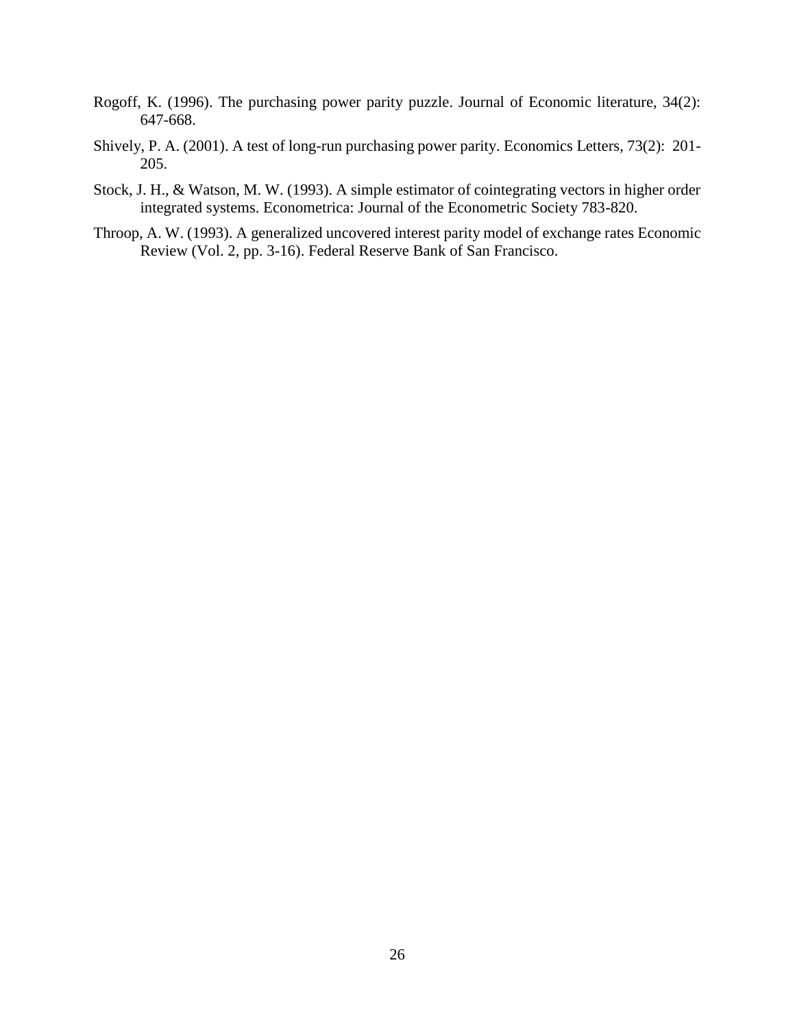Rogoff, K. (1996). The purchasing power parity puzzle. Journal of Economic literature, 34(2): 647-668.

Shively, P. A. (2001). A test of long-run purchasing power parity. Economics Letters, 73(2): 201-205.

Stock, J. H., & Watson, M. W. (1993). A simple estimator of cointegrating vectors in higher order integrated systems. Econometrica: Journal of the Econometric Society 783-820.

Throop, A. W. (1993). A generalized uncovered interest parity model of exchange rates Economic Review (Vol. 2, pp. 3-16). Federal Reserve Bank of San Francisco.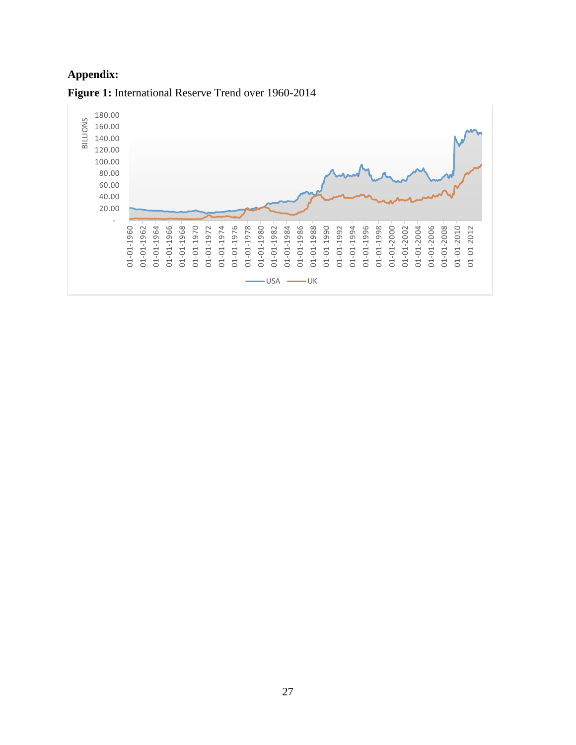**Appendix:**

**Figure 1:** International Reserve Trend over 1960-2014

BILLIONS

180.00
160.00
140.00
120.00
100.00
80.00
60.00
40.00
20.00
-

01-01-1960
01-01-1962
01-01-1964
01-01-1966
01-01-1968
01-01-1970
01-01-1972
01-01-1974
01-01-1976
01-01-1978
01-01-1980
01-01-1982
01-01-1984
01-01-1986
01-01-1988
01-01-1990
01-01-1992
01-01-1994
01-01-1996
01-01-1998
01-01-2000
01-01-2002
01-01-2004
01-01-2006
01-01-2008
01-01-2010
01-01-2012

USA
UK